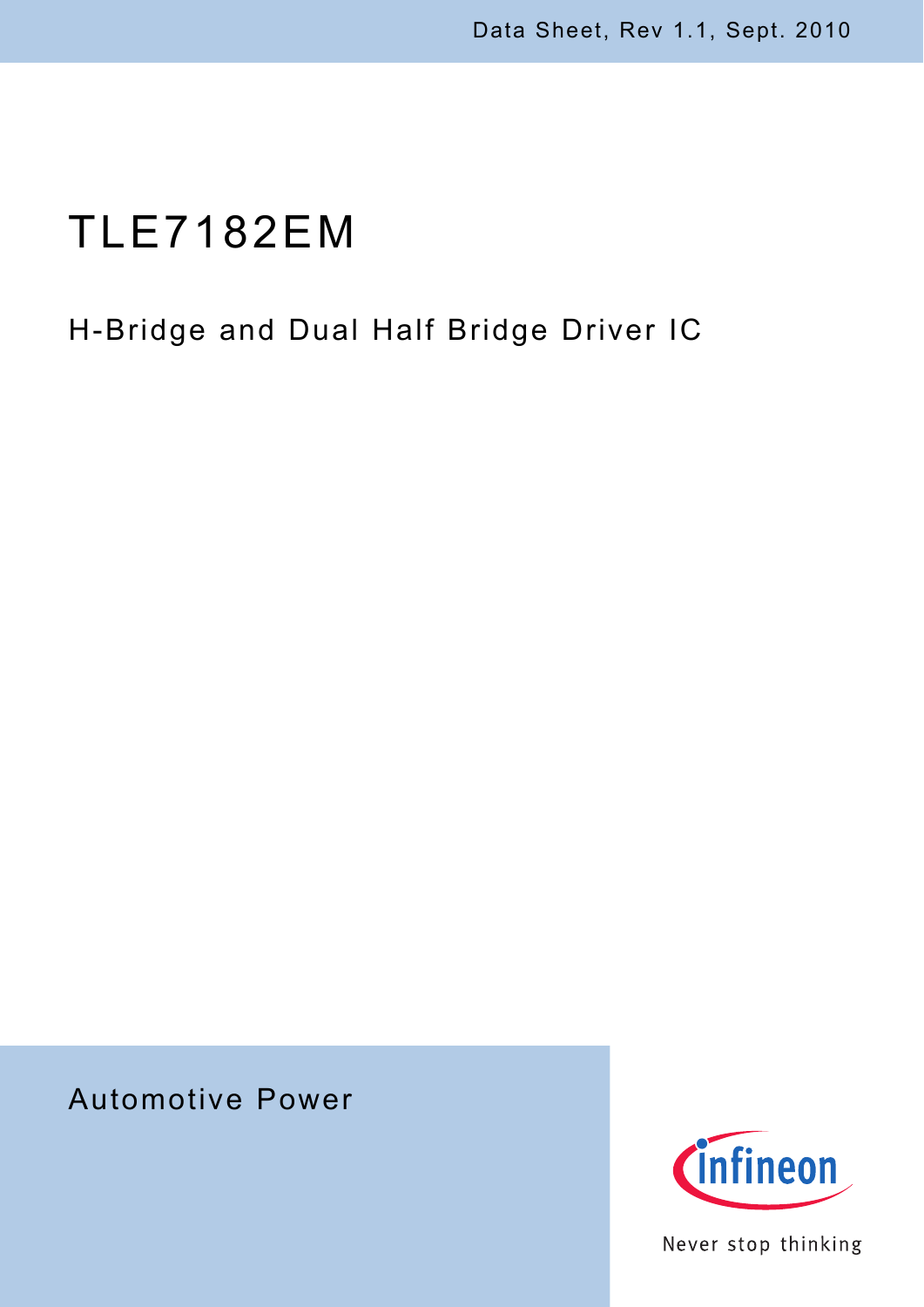Data Sheet, Rev 1.1, Sept. 2010

# TLE7182EM

## H-Bridge and Dual Half Bridge Driver IC

Automotive Power

Never stop thinking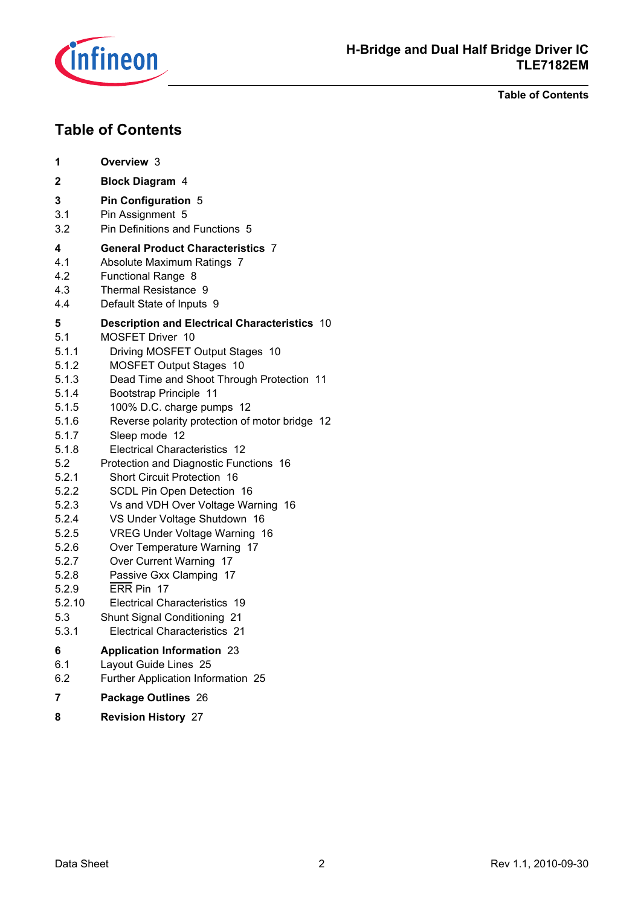# Table of Contents

**1 Overview** 3

**2 Block Diagram** 4

**3 Pin Configuration** 5

3.1 Pin Assignment 5

3.2 Pin Definitions and Functions 5

**4 General Product Characteristics** 7

4.1 Absolute Maximum Ratings 7

4.2 Functional Range 8

4.3 Thermal Resistance 9

4.4 Default State of Inputs 9

**5 Description and Electrical Characteristics** 10

5.1 MOSFET Driver 10

5.1.1 Driving MOSFET Output Stages 10

5.1.2 MOSFET Output Stages 10

5.1.3 Dead Time and Shoot Through Protection 11

5.1.4 Bootstrap Principle 11

5.1.5 100% D.C. charge pumps 12

5.1.6 Reverse polarity protection of motor bridge 12

5.1.7 Sleep mode 12

5.1.8 Electrical Characteristics 12

5.2 Protection and Diagnostic Functions 16

5.2.1 Short Circuit Protection 16

5.2.2 SCDL Pin Open Detection 16

5.2.3 Vs and VDH Over Voltage Warning 16

5.2.4 VS Under Voltage Shutdown 16

5.2.5 VREG Under Voltage Warning 16

5.2.6 Over Temperature Warning 17

5.2.7 Over Current Warning 17

5.2.8 Passive Gxx Clamping 17

5.2.9 $\overline{\text{ERR}}$ Pin 17

5.2.10 Electrical Characteristics 19

5.3 Shunt Signal Conditioning 21

5.3.1 Electrical Characteristics 21

**6 Application Information** 23

6.1 Layout Guide Lines 25

6.2 Further Application Information 25

**7 Package Outlines** 26

**8 Revision History** 27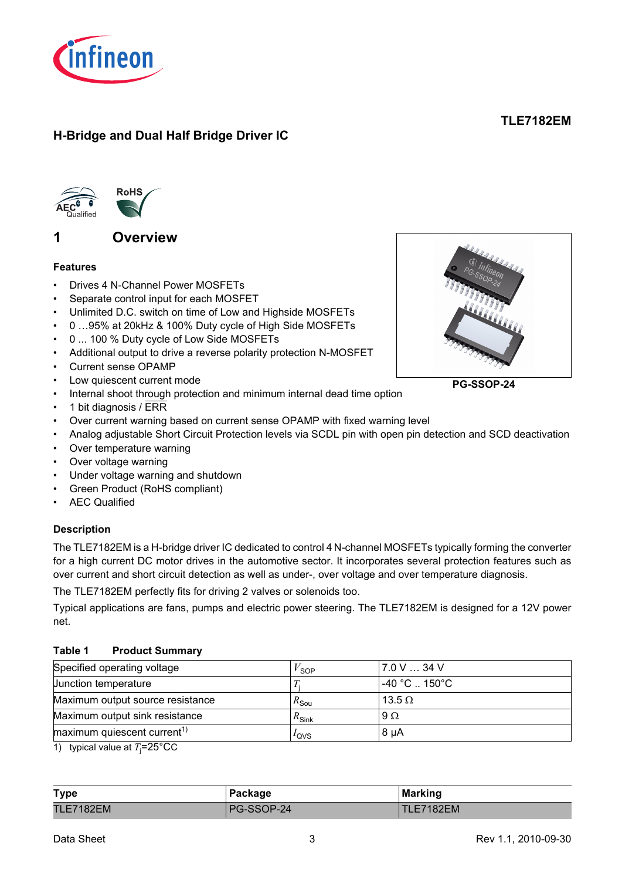**TLE7182EM**

# H-Bridge and Dual Half Bridge Driver IC

## 1 Overview

### Features

- Drives 4 N-Channel Power MOSFETs
- Separate control input for each MOSFET
- Unlimited D.C. switch on time of Low and Highside MOSFETs
- 0 …95% at 20kHz & 100% Duty cycle of High Side MOSFETs
- 0 ... 100 % Duty cycle of Low Side MOSFETs
- Additional output to drive a reverse polarity protection N-MOSFET
- Current sense OPAMP
- Low quiescent current mode
- Internal shoot through protection and minimum internal dead time option
- 1 bit diagnosis / $\overline{ERR}$
- Over current warning based on current sense OPAMP with fixed warning level
- Analog adjustable Short Circuit Protection levels via SCDL pin with open pin detection and SCD deactivation
- Over temperature warning
- Over voltage warning
- Under voltage warning and shutdown
- Green Product (RoHS compliant)
- AEC Qualified

PG-SSOP-24

### Description

The TLE7182EM is a H-bridge driver IC dedicated to control 4 N-channel MOSFETs typically forming the converter for a high current DC motor drives in the automotive sector. It incorporates several protection features such as over current and short circuit detection as well as under-, over voltage and over temperature diagnosis.

The TLE7182EM perfectly fits for driving 2 valves or solenoids too.

Typical applications are fans, pumps and electric power steering. The TLE7182EM is designed for a 12V power net.

**Table 1 Product Summary**

| | | |
|---|---|---|
| Specified operating voltage | $V_{SOP}$ | 7.0 V … 34 V |
| Junction temperature | $T_j$ | -40 °C .. 150°C |
| Maximum output source resistance | $R_{Sou}$ | 13.5 Ω |
| Maximum output sink resistance | $R_{Sink}$ | 9 Ω |
| maximum quiescent current[1)] | $I_{QVS}$ | 8 µA |

1) typical value at $T_j$=25°CC

| Type | Package | Marking |
|---|---|---|
| TLE7182EM | PG-SSOP-24 | TLE7182EM |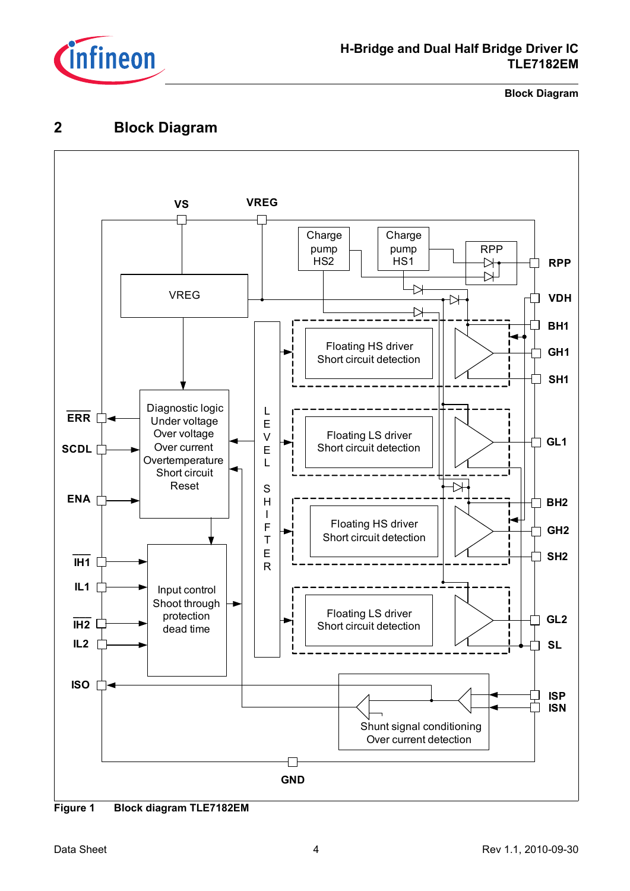## 2 Block Diagram

Figure 1 Block diagram TLE7182EM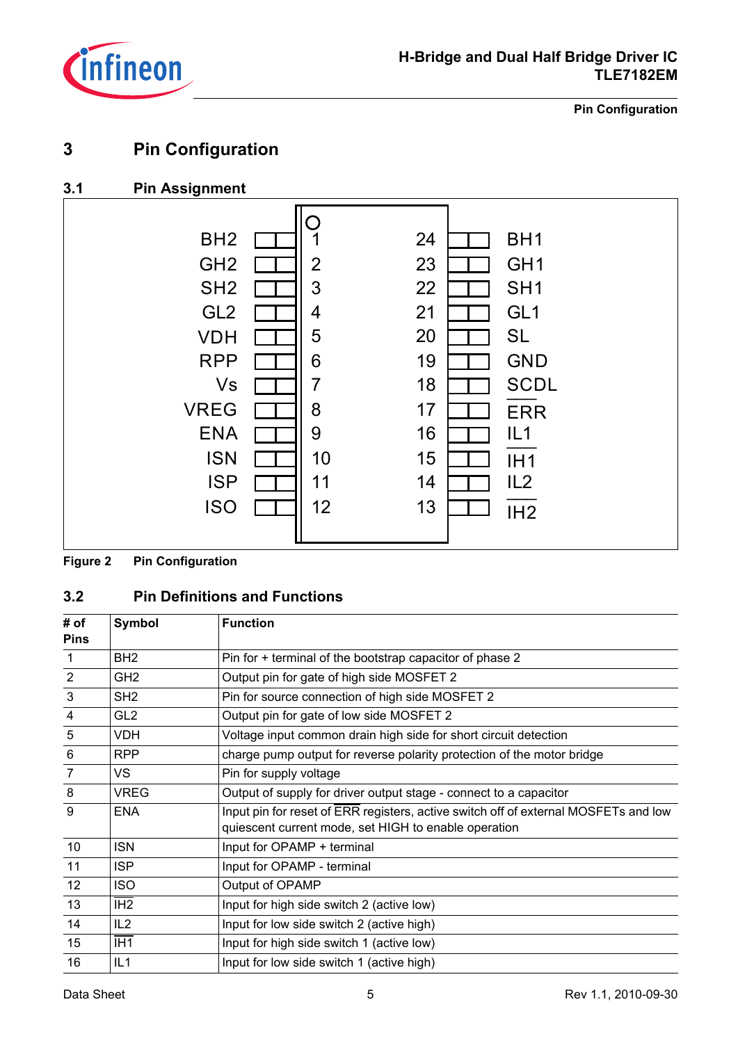# 3 Pin Configuration

## 3.1 Pin Assignment

| Pin | Symbol | | Pin | Symbol |
|---|---|---|---|---|
| 1 | BH2 | | 24 | BH1 |
| 2 | GH2 | | 23 | GH1 |
| 3 | SH2 | | 22 | SH1 |
| 4 | GL2 | | 21 | GL1 |
| 5 | VDH | | 20 | SL |
| 6 | RPP | | 19 | GND |
| 7 | Vs | | 18 | SCDL |
| 8 | VREG | | 17 | $\overline{ERR}$ |
| 9 | ENA | | 16 | IL1 |
| 10 | ISN | | 15 | $\overline{IH1}$ |
| 11 | ISP | | 14 | IL2 |
| 12 | ISO | | 13 | $\overline{IH2}$ |

**Figure 2 Pin Configuration**

## 3.2 Pin Definitions and Functions

| # of Pins | Symbol | Function |
|---|---|---|
| 1 | BH2 | Pin for + terminal of the bootstrap capacitor of phase 2 |
| 2 | GH2 | Output pin for gate of high side MOSFET 2 |
| 3 | SH2 | Pin for source connection of high side MOSFET 2 |
| 4 | GL2 | Output pin for gate of low side MOSFET 2 |
| 5 | VDH | Voltage input common drain high side for short circuit detection |
| 6 | RPP | charge pump output for reverse polarity protection of the motor bridge |
| 7 | VS | Pin for supply voltage |
| 8 | VREG | Output of supply for driver output stage - connect to a capacitor |
| 9 | ENA | Input pin for reset of $\overline{ERR}$ registers, active switch off of external MOSFETs and low quiescent current mode, set HIGH to enable operation |
| 10 | ISN | Input for OPAMP + terminal |
| 11 | ISP | Input for OPAMP - terminal |
| 12 | ISO | Output of OPAMP |
| 13 | $\overline{IH2}$ | Input for high side switch 2 (active low) |
| 14 | IL2 | Input for low side switch 2 (active high) |
| 15 | $\overline{IH1}$ | Input for high side switch 1 (active low) |
| 16 | IL1 | Input for low side switch 1 (active high) |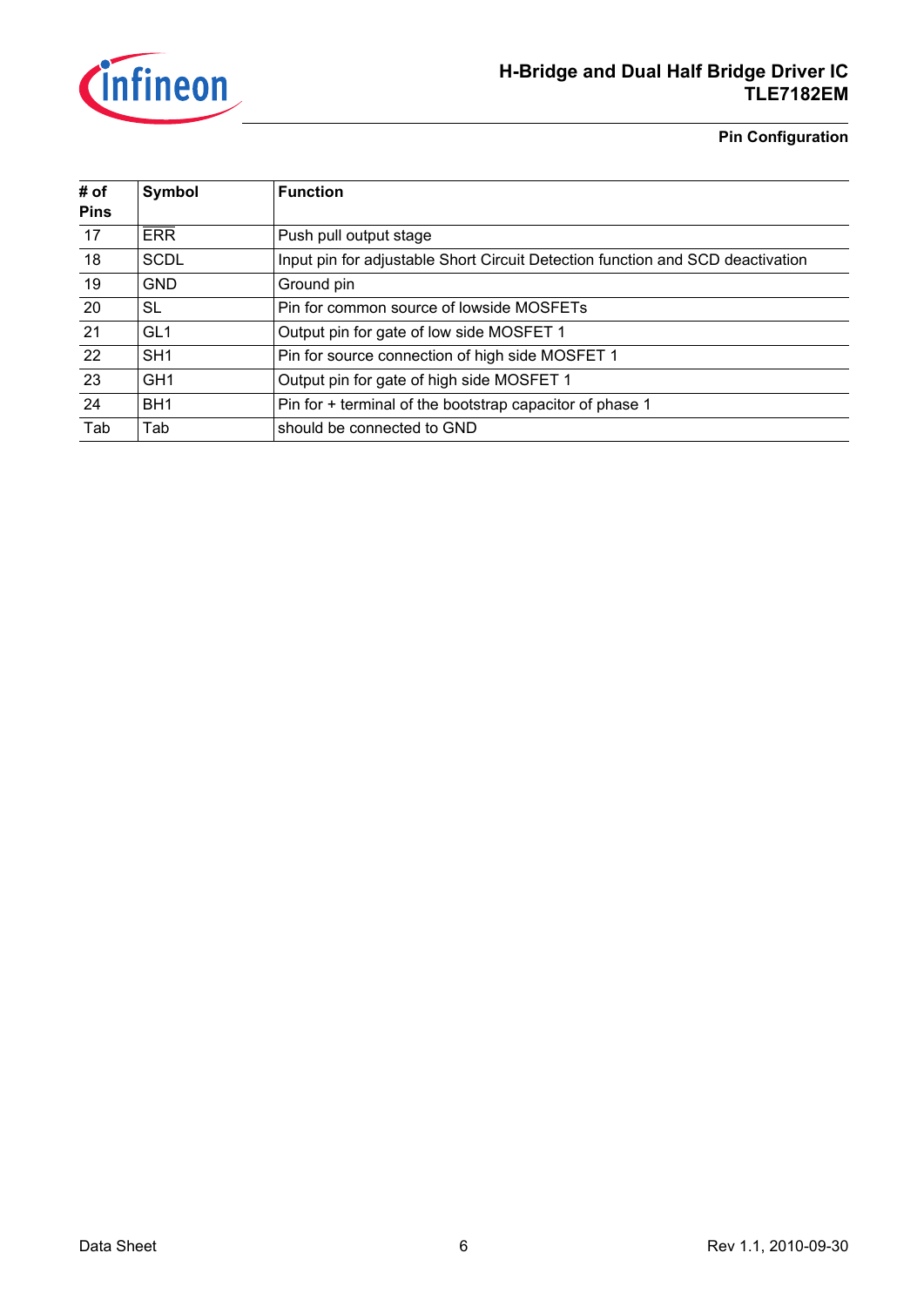| # of Pins | Symbol | Function |
|---|---|---|
| 17 | $\overline{\text{ERR}}$ | Push pull output stage |
| 18 | SCDL | Input pin for adjustable Short Circuit Detection function and SCD deactivation |
| 19 | GND | Ground pin |
| 20 | SL | Pin for common source of lowside MOSFETs |
| 21 | GL1 | Output pin for gate of low side MOSFET 1 |
| 22 | SH1 | Pin for source connection of high side MOSFET 1 |
| 23 | GH1 | Output pin for gate of high side MOSFET 1 |
| 24 | BH1 | Pin for + terminal of the bootstrap capacitor of phase 1 |
| Tab | Tab | should be connected to GND |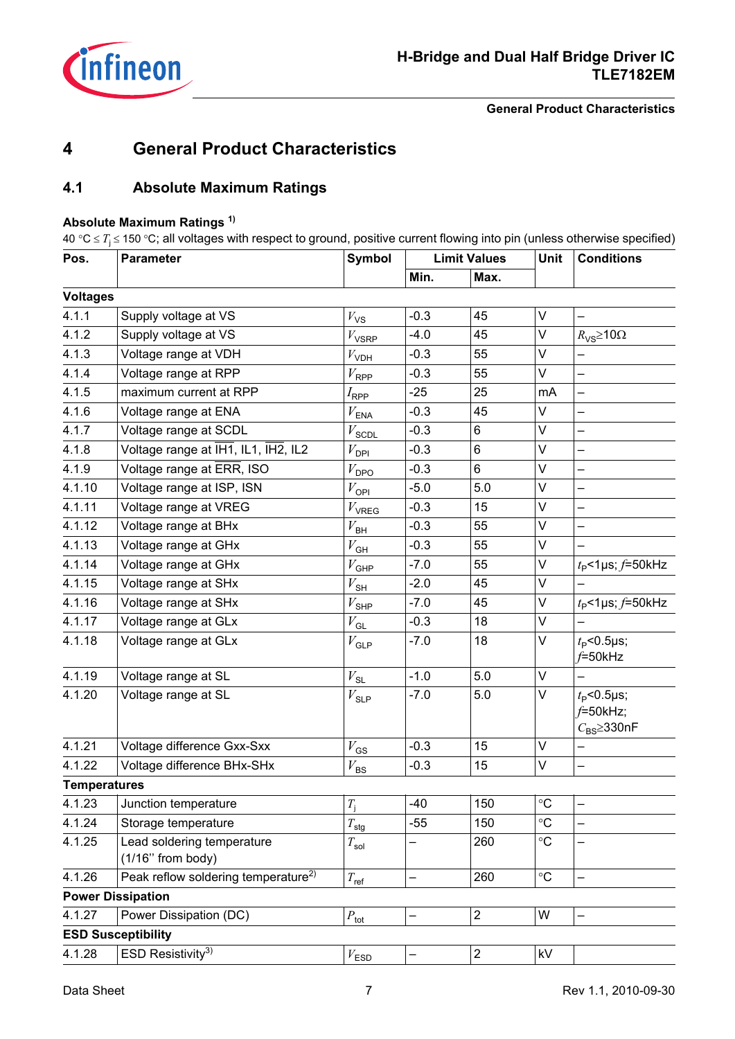# 4 General Product Characteristics

## 4.1 Absolute Maximum Ratings

**Absolute Maximum Ratings** [1)]

40 °C ≤ $T_j$ ≤ 150 °C; all voltages with respect to ground, positive current flowing into pin (unless otherwise specified)

| Pos. | Parameter | Symbol | Limit Values | | Unit | Conditions |
|---|---|---|---|---|---|---|
| | | | Min. | Max. | | |
| **Voltages** | | | | | | |
| 4.1.1 | Supply voltage at VS | $V_{VS}$ | -0.3 | 45 | V | – |
| 4.1.2 | Supply voltage at VS | $V_{VSRP}$ | -4.0 | 45 | V | $R_{VS}$≥10Ω |
| 4.1.3 | Voltage range at VDH | $V_{VDH}$ | -0.3 | 55 | V | – |
| 4.1.4 | Voltage range at RPP | $V_{RPP}$ | -0.3 | 55 | V | – |
| 4.1.5 | maximum current at RPP | $I_{RPP}$ | -25 | 25 | mA | – |
| 4.1.6 | Voltage range at ENA | $V_{ENA}$ | -0.3 | 45 | V | – |
| 4.1.7 | Voltage range at SCDL | $V_{SCDL}$ | -0.3 | 6 | V | – |
| 4.1.8 | Voltage range at $\overline{\text{IH1}}$, IL1, $\overline{\text{IH2}}$, IL2 | $V_{DPI}$ | -0.3 | 6 | V | – |
| 4.1.9 | Voltage range at $\overline{\text{ERR}}$, ISO | $V_{DPO}$ | -0.3 | 6 | V | – |
| 4.1.10 | Voltage range at ISP, ISN | $V_{OPI}$ | -5.0 | 5.0 | V | – |
| 4.1.11 | Voltage range at VREG | $V_{VREG}$ | -0.3 | 15 | V | – |
| 4.1.12 | Voltage range at BHx | $V_{BH}$ | -0.3 | 55 | V | – |
| 4.1.13 | Voltage range at GHx | $V_{GH}$ | -0.3 | 55 | V | – |
| 4.1.14 | Voltage range at GHx | $V_{GHP}$ | -7.0 | 55 | V | $t_P$<1µs; $f$=50kHz |
| 4.1.15 | Voltage range at SHx | $V_{SH}$ | -2.0 | 45 | V | – |
| 4.1.16 | Voltage range at SHx | $V_{SHP}$ | -7.0 | 45 | V | $t_P$<1µs; $f$=50kHz |
| 4.1.17 | Voltage range at GLx | $V_{GL}$ | -0.3 | 18 | V | – |
| 4.1.18 | Voltage range at GLx | $V_{GLP}$ | -7.0 | 18 | V | $t_P$<0.5µs; $f$=50kHz |
| 4.1.19 | Voltage range at SL | $V_{SL}$ | -1.0 | 5.0 | V | – |
| 4.1.20 | Voltage range at SL | $V_{SLP}$ | -7.0 | 5.0 | V | $t_P$<0.5µs; $f$=50kHz; $C_{BS}$≥330nF |
| 4.1.21 | Voltage difference Gxx-Sxx | $V_{GS}$ | -0.3 | 15 | V | – |
| 4.1.22 | Voltage difference BHx-SHx | $V_{BS}$ | -0.3 | 15 | V | – |
| **Temperatures** | | | | | | |
| 4.1.23 | Junction temperature | $T_j$ | -40 | 150 | °C | – |
| 4.1.24 | Storage temperature | $T_{stg}$ | -55 | 150 | °C | – |
| 4.1.25 | Lead soldering temperature (1/16'' from body) | $T_{sol}$ | – | 260 | °C | – |
| 4.1.26 | Peak reflow soldering temperature[2)] | $T_{ref}$ | – | 260 | °C | – |
| **Power Dissipation** | | | | | | |
| 4.1.27 | Power Dissipation (DC) | $P_{tot}$ | – | 2 | W | – |
| **ESD Susceptibility** | | | | | | |
| 4.1.28 | ESD Resistivity[3)] | $V_{ESD}$ | – | 2 | kV | |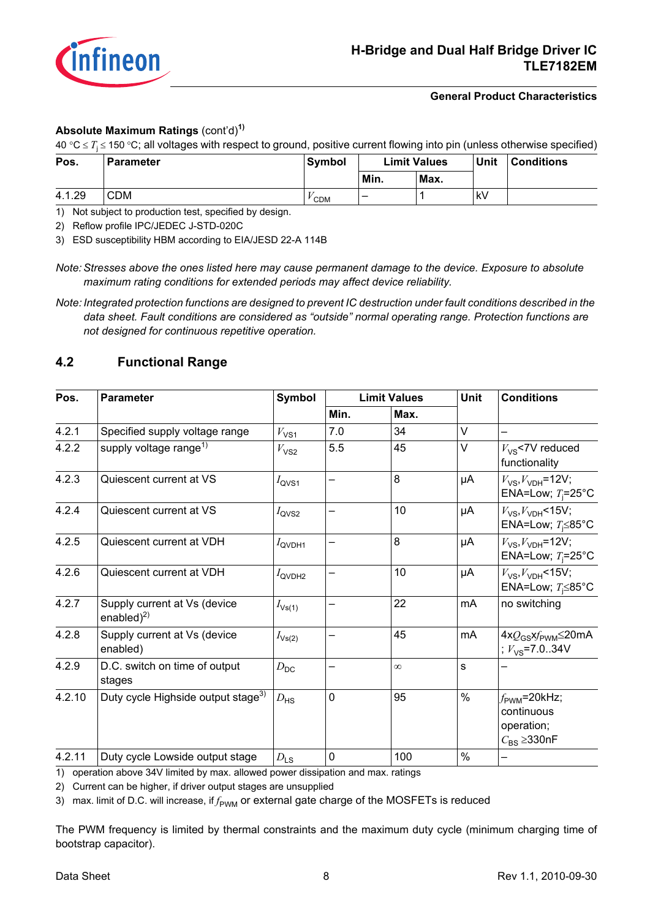**Absolute Maximum Ratings** (cont'd)[1]

40 °C ≤ $T_j$ ≤ 150 °C; all voltages with respect to ground, positive current flowing into pin (unless otherwise specified)

| Pos. | Parameter | Symbol | Limit Values | | Unit | Conditions |
|---|---|---|---|---|---|---|
| | | | Min. | Max. | | |
| 4.1.29 | CDM | $V_{CDM}$ | – | 1 | kV | |

1) Not subject to production test, specified by design.

2) Reflow profile IPC/JEDEC J-STD-020C

3) ESD susceptibility HBM according to EIA/JESD 22-A 114B

*Note: Stresses above the ones listed here may cause permanent damage to the device. Exposure to absolute maximum rating conditions for extended periods may affect device reliability.*

*Note: Integrated protection functions are designed to prevent IC destruction under fault conditions described in the data sheet. Fault conditions are considered as "outside" normal operating range. Protection functions are not designed for continuous repetitive operation.*

## 4.2 Functional Range

| Pos. | Parameter | Symbol | Limit Values | | Unit | Conditions |
|---|---|---|---|---|---|---|
| | | | Min. | Max. | | |
| 4.2.1 | Specified supply voltage range | $V_{VS1}$ | 7.0 | 34 | V | – |
| 4.2.2 | supply voltage range[1] | $V_{VS2}$ | 5.5 | 45 | V | $V_{VS}$<7V reduced functionality |
| 4.2.3 | Quiescent current at VS | $I_{QVS1}$ | – | 8 | µA | $V_{VS}$,$V_{VDH}$=12V; ENA=Low; $T_j$=25°C |
| 4.2.4 | Quiescent current at VS | $I_{QVS2}$ | – | 10 | µA | $V_{VS}$,$V_{VDH}$<15V; ENA=Low; $T_j$≤85°C |
| 4.2.5 | Quiescent current at VDH | $I_{QVDH1}$ | – | 8 | µA | $V_{VS}$,$V_{VDH}$=12V; ENA=Low; $T_j$=25°C |
| 4.2.6 | Quiescent current at VDH | $I_{QVDH2}$ | – | 10 | µA | $V_{VS}$,$V_{VDH}$<15V; ENA=Low; $T_j$≤85°C |
| 4.2.7 | Supply current at Vs (device enabled)[2] | $I_{Vs(1)}$ | – | 22 | mA | no switching |
| 4.2.8 | Supply current at Vs (device enabled) | $I_{Vs(2)}$ | – | 45 | mA | 4x$Q_{GS}$x$f_{PWM}$≤20mA ; $V_{VS}$=7.0..34V |
| 4.2.9 | D.C. switch on time of output stages | $D_{DC}$ | – | ∞ | s | – |
| 4.2.10 | Duty cycle Highside output stage[3] | $D_{HS}$ | 0 | 95 | % | $f_{PWM}$=20kHz; continuous operation; $C_{BS}$ ≥330nF |
| 4.2.11 | Duty cycle Lowside output stage | $D_{LS}$ | 0 | 100 | % | – |

1) operation above 34V limited by max. allowed power dissipation and max. ratings

2) Current can be higher, if driver output stages are unsupplied

3) max. limit of D.C. will increase, if $f_{PWM}$ or external gate charge of the MOSFETs is reduced

The PWM frequency is limited by thermal constraints and the maximum duty cycle (minimum charging time of bootstrap capacitor).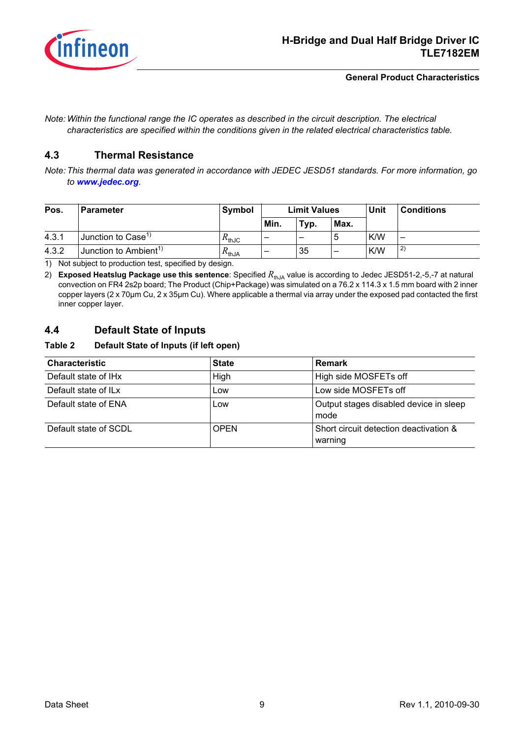*Note: Within the functional range the IC operates as described in the circuit description. The electrical characteristics are specified within the conditions given in the related electrical characteristics table.*

## 4.3 Thermal Resistance

*Note: This thermal data was generated in accordance with JEDEC JESD51 standards. For more information, go to **www.jedec.org**.*

| Pos. | Parameter | Symbol | Limit Values | | | Unit | Conditions |
|---|---|---|---|---|---|---|---|
| | | | Min. | Typ. | Max. | | |
| 4.3.1 | Junction to Case[1] | $R_{thJC}$ | – | – | 5 | K/W | – |
| 4.3.2 | Junction to Ambient[1] | $R_{thJA}$ | – | 35 | – | K/W | [2] |

1) Not subject to production test, specified by design.

2) **Exposed Heatslug Package use this sentence**: Specified $R_{thJA}$ value is according to Jedec JESD51-2,-5,-7 at natural convection on FR4 2s2p board; The Product (Chip+Package) was simulated on a 76.2 x 114.3 x 1.5 mm board with 2 inner copper layers (2 x 70µm Cu, 2 x 35µm Cu). Where applicable a thermal via array under the exposed pad contacted the first inner copper layer.

## 4.4 Default State of Inputs

**Table 2 Default State of Inputs (if left open)**

| Characteristic | State | Remark |
|---|---|---|
| Default state of IHx | High | High side MOSFETs off |
| Default state of ILx | Low | Low side MOSFETs off |
| Default state of ENA | Low | Output stages disabled device in sleep mode |
| Default state of SCDL | OPEN | Short circuit detection deactivation & warning |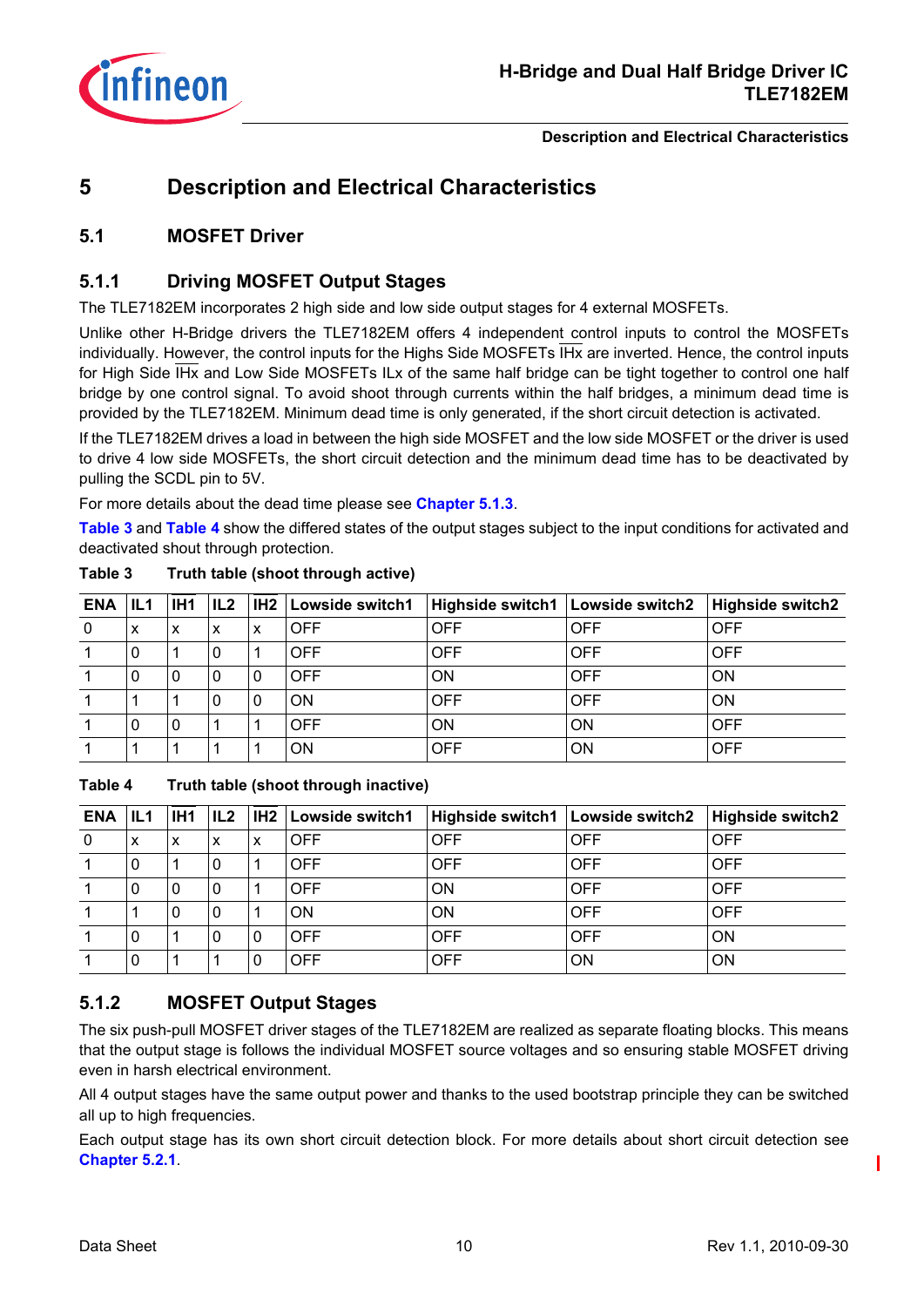# 5 Description and Electrical Characteristics

## 5.1 MOSFET Driver

### 5.1.1 Driving MOSFET Output Stages

The TLE7182EM incorporates 2 high side and low side output stages for 4 external MOSFETs.

Unlike other H-Bridge drivers the TLE7182EM offers 4 independent control inputs to control the MOSFETs individually. However, the control inputs for the Highs Side MOSFETs $\overline{\text{IHx}}$ are inverted. Hence, the control inputs for High Side $\overline{\text{IHx}}$ and Low Side MOSFETs ILx of the same half bridge can be tight together to control one half bridge by one control signal. To avoid shoot through currents within the half bridges, a minimum dead time is provided by the TLE7182EM. Minimum dead time is only generated, if the short circuit detection is activated.

If the TLE7182EM drives a load in between the high side MOSFET and the low side MOSFET or the driver is used to drive 4 low side MOSFETs, the short circuit detection and the minimum dead time has to be deactivated by pulling the SCDL pin to 5V.

For more details about the dead time please see **Chapter 5.1.3**.

**Table 3** and **Table 4** show the differed states of the output stages subject to the input conditions for activated and deactivated shout through protection.

**Table 3 Truth table (shoot through active)**

| ENA | IL1 | $\overline{\text{IH1}}$ | IL2 | $\overline{\text{IH2}}$ | Lowside switch1 | Highside switch1 | Lowside switch2 | Highside switch2 |
|---|---|---|---|---|---|---|---|---|
| 0 | x | x | x | x | OFF | OFF | OFF | OFF |
| 1 | 0 | 1 | 0 | 1 | OFF | OFF | OFF | OFF |
| 1 | 0 | 0 | 0 | 0 | OFF | ON | OFF | ON |
| 1 | 1 | 1 | 0 | 0 | ON | OFF | OFF | ON |
| 1 | 0 | 0 | 1 | 1 | OFF | ON | ON | OFF |
| 1 | 1 | 1 | 1 | 1 | ON | OFF | ON | OFF |

**Table 4 Truth table (shoot through inactive)**

| ENA | IL1 | $\overline{\text{IH1}}$ | IL2 | $\overline{\text{IH2}}$ | Lowside switch1 | Highside switch1 | Lowside switch2 | Highside switch2 |
|---|---|---|---|---|---|---|---|---|
| 0 | x | x | x | x | OFF | OFF | OFF | OFF |
| 1 | 0 | 1 | 0 | 1 | OFF | OFF | OFF | OFF |
| 1 | 0 | 0 | 0 | 1 | OFF | ON | OFF | OFF |
| 1 | 1 | 0 | 0 | 1 | ON | ON | OFF | OFF |
| 1 | 0 | 1 | 0 | 0 | OFF | OFF | OFF | ON |
| 1 | 0 | 1 | 1 | 0 | OFF | OFF | ON | ON |

### 5.1.2 MOSFET Output Stages

The six push-pull MOSFET driver stages of the TLE7182EM are realized as separate floating blocks. This means that the output stage is follows the individual MOSFET source voltages and so ensuring stable MOSFET driving even in harsh electrical environment.

All 4 output stages have the same output power and thanks to the used bootstrap principle they can be switched all up to high frequencies.

Each output stage has its own short circuit detection block. For more details about short circuit detection see **Chapter 5.2.1**.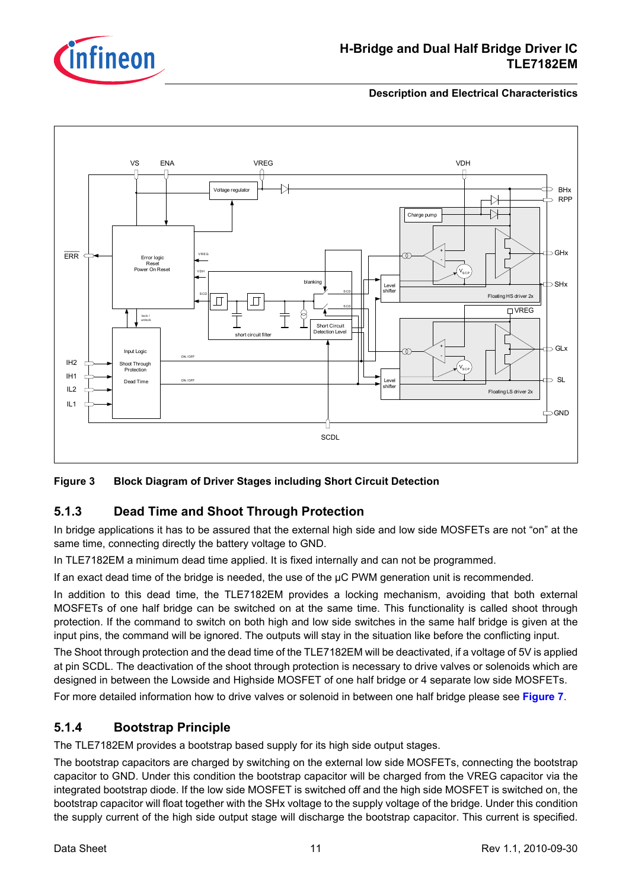**Figure 3 Block Diagram of Driver Stages including Short Circuit Detection**

### 5.1.3 Dead Time and Shoot Through Protection

In bridge applications it has to be assured that the external high side and low side MOSFETs are not “on” at the same time, connecting directly the battery voltage to GND.

In TLE7182EM a minimum dead time applied. It is fixed internally and can not be programmed.

If an exact dead time of the bridge is needed, the use of the µC PWM generation unit is recommended.

In addition to this dead time, the TLE7182EM provides a locking mechanism, avoiding that both external MOSFETs of one half bridge can be switched on at the same time. This functionality is called shoot through protection. If the command to switch on both high and low side switches in the same half bridge is given at the input pins, the command will be ignored. The outputs will stay in the situation like before the conflicting input.

The Shoot through protection and the dead time of the TLE7182EM will be deactivated, if a voltage of 5V is applied at pin SCDL. The deactivation of the shoot through protection is necessary to drive valves or solenoids which are designed in between the Lowside and Highside MOSFET of one half bridge or 4 separate low side MOSFETs.

For more detailed information how to drive valves or solenoid in between one half bridge please see **Figure 7**.

### 5.1.4 Bootstrap Principle

The TLE7182EM provides a bootstrap based supply for its high side output stages.

The bootstrap capacitors are charged by switching on the external low side MOSFETs, connecting the bootstrap capacitor to GND. Under this condition the bootstrap capacitor will be charged from the VREG capacitor via the integrated bootstrap diode. If the low side MOSFET is switched off and the high side MOSFET is switched on, the bootstrap capacitor will float together with the SHx voltage to the supply voltage of the bridge. Under this condition the supply current of the high side output stage will discharge the bootstrap capacitor. This current is specified.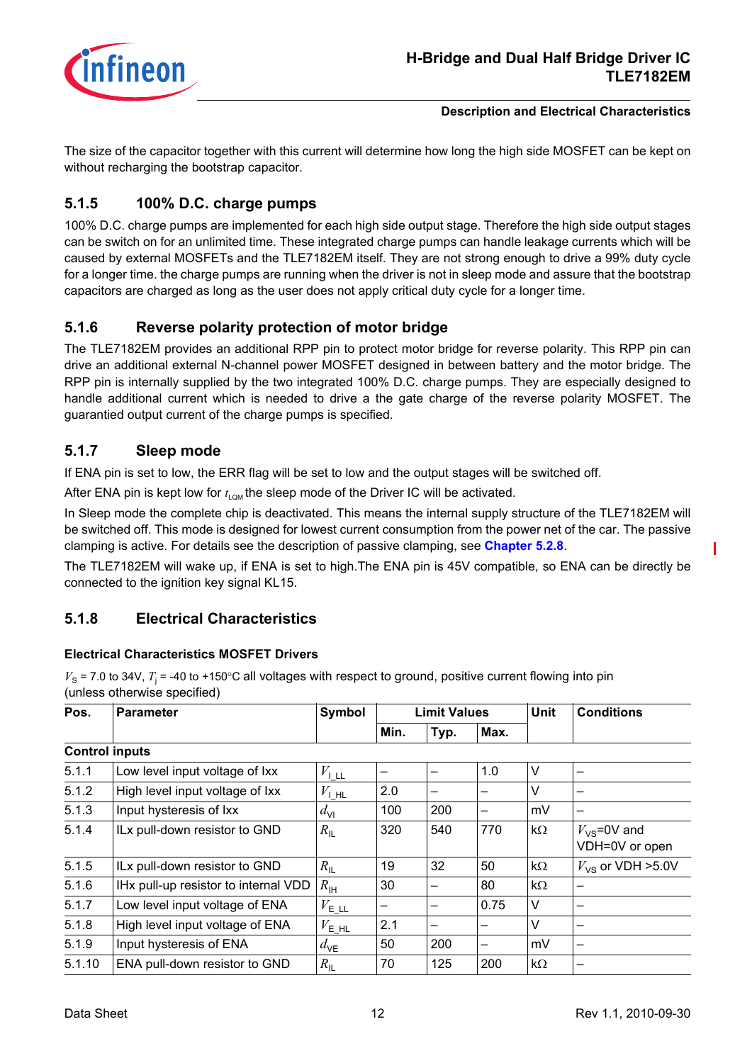The size of the capacitor together with this current will determine how long the high side MOSFET can be kept on without recharging the bootstrap capacitor.

### 5.1.5 100% D.C. charge pumps

100% D.C. charge pumps are implemented for each high side output stage. Therefore the high side output stages can be switch on for an unlimited time. These integrated charge pumps can handle leakage currents which will be caused by external MOSFETs and the TLE7182EM itself. They are not strong enough to drive a 99% duty cycle for a longer time. the charge pumps are running when the driver is not in sleep mode and assure that the bootstrap capacitors are charged as long as the user does not apply critical duty cycle for a longer time.

### 5.1.6 Reverse polarity protection of motor bridge

The TLE7182EM provides an additional RPP pin to protect motor bridge for reverse polarity. This RPP pin can drive an additional external N-channel power MOSFET designed in between battery and the motor bridge. The RPP pin is internally supplied by the two integrated 100% D.C. charge pumps. They are especially designed to handle additional current which is needed to drive a the gate charge of the reverse polarity MOSFET. The guarantied output current of the charge pumps is specified.

### 5.1.7 Sleep mode

If ENA pin is set to low, the ERR flag will be set to low and the output stages will be switched off.

After ENA pin is kept low for $t_{LQM}$ the sleep mode of the Driver IC will be activated.

In Sleep mode the complete chip is deactivated. This means the internal supply structure of the TLE7182EM will be switched off. This mode is designed for lowest current consumption from the power net of the car. The passive clamping is active. For details see the description of passive clamping, see **Chapter 5.2.8**.

The TLE7182EM will wake up, if ENA is set to high.The ENA pin is 45V compatible, so ENA can be directly be connected to the ignition key signal KL15.

### 5.1.8 Electrical Characteristics

**Electrical Characteristics MOSFET Drivers**

$V_S$ = 7.0 to 34V, $T_j$ = -40 to +150°C all voltages with respect to ground, positive current flowing into pin (unless otherwise specified)

| Pos. | Parameter | Symbol | Limit Values | | | Unit | Conditions |
|---|---|---|---|---|---|---|---|
| | | | Min. | Typ. | Max. | | |
| **Control inputs** | | | | | | | |
| 5.1.1 | Low level input voltage of Ixx | $V_{I\_LL}$ | – | – | 1.0 | V | – |
| 5.1.2 | High level input voltage of Ixx | $V_{I\_HL}$ | 2.0 | – | – | V | – |
| 5.1.3 | Input hysteresis of Ixx | $d_{VI}$ | 100 | 200 | – | mV | – |
| 5.1.4 | ILx pull-down resistor to GND | $R_{IL}$ | 320 | 540 | 770 | kΩ | $V_{VS}$=0V and VDH=0V or open |
| 5.1.5 | ILx pull-down resistor to GND | $R_{IL}$ | 19 | 32 | 50 | kΩ | $V_{VS}$ or VDH >5.0V |
| 5.1.6 | IHx pull-up resistor to internal VDD | $R_{IH}$ | 30 | – | 80 | kΩ | – |
| 5.1.7 | Low level input voltage of ENA | $V_{E\_LL}$ | – | – | 0.75 | V | – |
| 5.1.8 | High level input voltage of ENA | $V_{E\_HL}$ | 2.1 | – | – | V | – |
| 5.1.9 | Input hysteresis of ENA | $d_{VE}$ | 50 | 200 | – | mV | – |
| 5.1.10 | ENA pull-down resistor to GND | $R_{IL}$ | 70 | 125 | 200 | kΩ | – |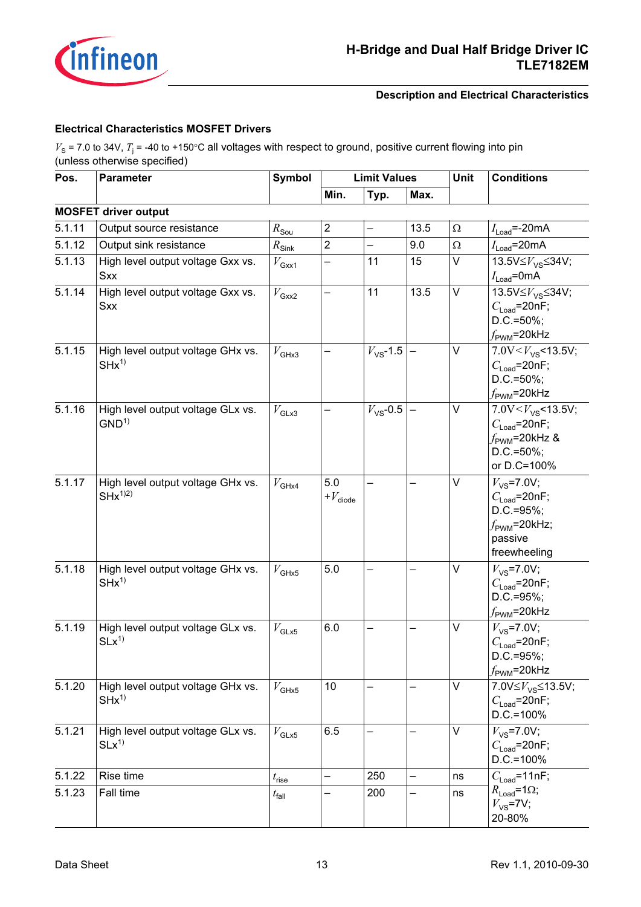**Electrical Characteristics MOSFET Drivers**

$V_S$ = 7.0 to 34V, $T_j$ = -40 to +150°C all voltages with respect to ground, positive current flowing into pin (unless otherwise specified)

| Pos. | Parameter | Symbol | Limit Values | | | Unit | Conditions |
|---|---|---|---|---|---|---|---|
| | | | Min. | Typ. | Max. | | |
| **MOSFET driver output** | | | | | | | |
| 5.1.11 | Output source resistance | $R_{Sou}$ | 2 | – | 13.5 | Ω | $I_{Load}$=-20mA |
| 5.1.12 | Output sink resistance | $R_{Sink}$ | 2 | – | 9.0 | Ω | $I_{Load}$=20mA |
| 5.1.13 | High level output voltage Gxx vs. Sxx | $V_{Gxx1}$ | – | 11 | 15 | V | 13.5V≤$V_{VS}$≤34V; $I_{Load}$=0mA |
| 5.1.14 | High level output voltage Gxx vs. Sxx | $V_{Gxx2}$ | – | 11 | 13.5 | V | 13.5V≤$V_{VS}$≤34V; $C_{Load}$=20nF; D.C.=50%; $f_{PWM}$=20kHz |
| 5.1.15 | High level output voltage GHx vs. SHx[1] | $V_{GHx3}$ | – | $V_{VS}$-1.5 | – | V | 7.0V<$V_{VS}$<13.5V; $C_{Load}$=20nF; D.C.=50%; $f_{PWM}$=20kHz |
| 5.1.16 | High level output voltage GLx vs. GND[1] | $V_{GLx3}$ | – | $V_{VS}$-0.5 | – | V | 7.0V<$V_{VS}$<13.5V; $C_{Load}$=20nF; $f_{PWM}$=20kHz & D.C.=50%; or D.C=100% |
| 5.1.17 | High level output voltage GHx vs. SHx[1)2)] | $V_{GHx4}$ | 5.0 +$V_{diode}$ | – | – | V | $V_{VS}$=7.0V; $C_{Load}$=20nF; D.C.=95%; $f_{PWM}$=20kHz; passive freewheeling |
| 5.1.18 | High level output voltage GHx vs. SHx[1] | $V_{GHx5}$ | 5.0 | – | – | V | $V_{VS}$=7.0V; $C_{Load}$=20nF; D.C.=95%; $f_{PWM}$=20kHz |
| 5.1.19 | High level output voltage GLx vs. SLx[1] | $V_{GLx5}$ | 6.0 | – | – | V | $V_{VS}$=7.0V; $C_{Load}$=20nF; D.C.=95%; $f_{PWM}$=20kHz |
| 5.1.20 | High level output voltage GHx vs. SHx[1] | $V_{GHx5}$ | 10 | – | – | V | 7.0V≤$V_{VS}$≤13.5V; $C_{Load}$=20nF; D.C.=100% |
| 5.1.21 | High level output voltage GLx vs. SLx[1] | $V_{GLx5}$ | 6.5 | – | – | V | $V_{VS}$=7.0V; $C_{Load}$=20nF; D.C.=100% |
| 5.1.22 | Rise time | $t_{rise}$ | – | 250 | – | ns | $C_{Load}$=11nF; $R_{Load}$=1Ω; $V_{VS}$=7V; 20-80% |
| 5.1.23 | Fall time | $t_{fall}$ | – | 200 | – | ns | |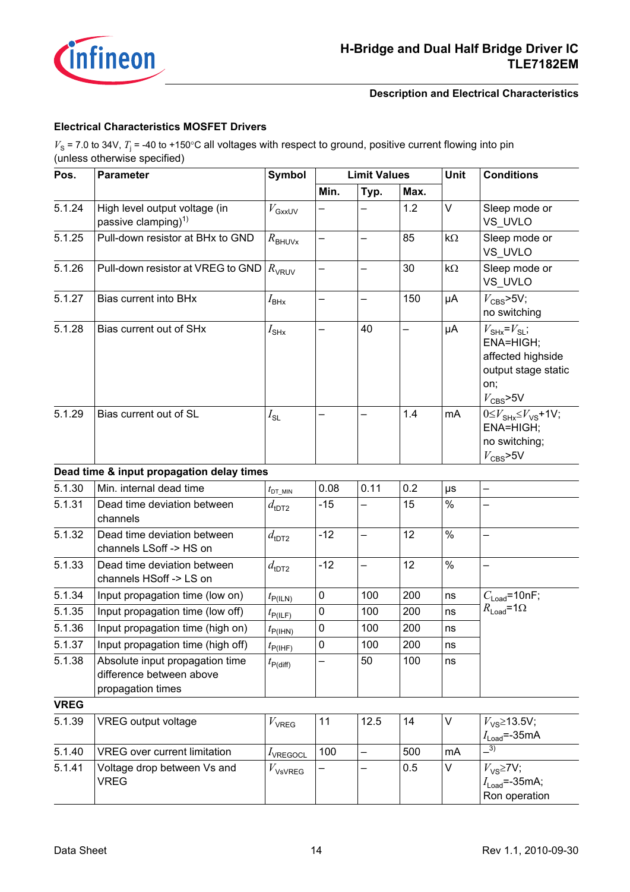### Electrical Characteristics MOSFET Drivers

$V_S$ = 7.0 to 34V, $T_j$ = -40 to +150°C all voltages with respect to ground, positive current flowing into pin (unless otherwise specified)

| Pos. | Parameter | Symbol | Limit Values | | | Unit | Conditions |
|---|---|---|---|---|---|---|---|
| | | | Min. | Typ. | Max. | | |
| 5.1.24 | High level output voltage (in passive clamping)[1] | $V_{GxxUV}$ | – | – | 1.2 | V | Sleep mode or VS_UVLO |
| 5.1.25 | Pull-down resistor at BHx to GND | $R_{BHUVx}$ | – | – | 85 | kΩ | Sleep mode or VS_UVLO |
| 5.1.26 | Pull-down resistor at VREG to GND | $R_{VRUV}$ | – | – | 30 | kΩ | Sleep mode or VS_UVLO |
| 5.1.27 | Bias current into BHx | $I_{BHx}$ | – | – | 150 | µA | $V_{CBS}$>5V; no switching |
| 5.1.28 | Bias current out of SHx | $I_{SHx}$ | – | 40 | – | µA | $V_{SHx}$=$V_{SL}$; ENA=HIGH; affected highside output stage static on; $V_{CBS}$>5V |
| 5.1.29 | Bias current out of SL | $I_{SL}$ | – | – | 1.4 | mA | $0 \leq V_{SHx} \leq V_{VS}+1V$; ENA=HIGH; no switching; $V_{CBS}$>5V |
| **Dead time & input propagation delay times** | | | | | | | |
| 5.1.30 | Min. internal dead time | $t_{DT\_MIN}$ | 0.08 | 0.11 | 0.2 | µs | – |
| 5.1.31 | Dead time deviation between channels | $d_{tDT2}$ | -15 | – | 15 | % | – |
| 5.1.32 | Dead time deviation between channels LSoff -> HS on | $d_{tDT2}$ | -12 | – | 12 | % | – |
| 5.1.33 | Dead time deviation between channels HSoff -> LS on | $d_{tDT2}$ | -12 | – | 12 | % | – |
| 5.1.34 | Input propagation time (low on) | $t_{P(ILN)}$ | 0 | 100 | 200 | ns | $C_{Load}$=10nF; $R_{Load}$=1Ω |
| 5.1.35 | Input propagation time (low off) | $t_{P(ILF)}$ | 0 | 100 | 200 | ns | |
| 5.1.36 | Input propagation time (high on) | $t_{P(IHN)}$ | 0 | 100 | 200 | ns | |
| 5.1.37 | Input propagation time (high off) | $t_{P(IHF)}$ | 0 | 100 | 200 | ns | |
| 5.1.38 | Absolute input propagation time difference between above propagation times | $t_{P(diff)}$ | – | 50 | 100 | ns | |
| **VREG** | | | | | | | |
| 5.1.39 | VREG output voltage | $V_{VREG}$ | 11 | 12.5 | 14 | V | $V_{VS}$≥13.5V; $I_{Load}$=-35mA |
| 5.1.40 | VREG over current limitation | $I_{VREGOCL}$ | 100 | – | 500 | mA | –[3] |
| 5.1.41 | Voltage drop between Vs and VREG | $V_{VsVREG}$ | – | – | 0.5 | V | $V_{VS}$≥7V; $I_{Load}$=-35mA; Ron operation |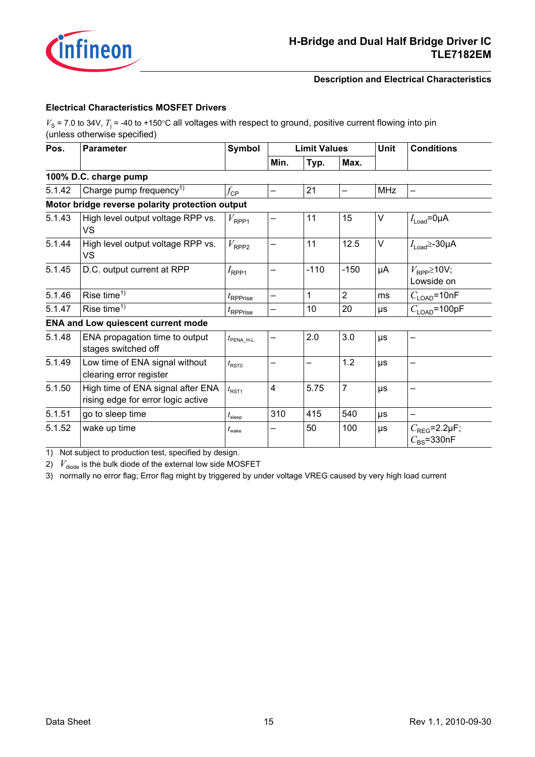### Electrical Characteristics MOSFET Drivers

$V_S$ = 7.0 to 34V, $T_j$ = -40 to +150°C all voltages with respect to ground, positive current flowing into pin (unless otherwise specified)

| Pos. | Parameter | Symbol | Limit Values | | | Unit | Conditions |
|---|---|---|---|---|---|---|---|
| | | | Min. | Typ. | Max. | | |
| **100% D.C. charge pump** | | | | | | | |
| 5.1.42 | Charge pump frequency[1] | $f_{CP}$ | – | 21 | – | MHz | – |
| **Motor bridge reverse polarity protection output** | | | | | | | |
| 5.1.43 | High level output voltage RPP vs. VS | $V_{RPP1}$ | – | 11 | 15 | V | $I_{Load}$=0µA |
| 5.1.44 | High level output voltage RPP vs. VS | $V_{RPP2}$ | – | 11 | 12.5 | V | $I_{Load}$≥-30µA |
| 5.1.45 | D.C. output current at RPP | $I_{RPP1}$ | – | -110 | -150 | µA | $V_{RPP}$≥10V; Lowside on |
| 5.1.46 | Rise time[1] | $t_{RPPrise}$ | – | 1 | 2 | ms | $C_{LOAD}$=10nF |
| 5.1.47 | Rise time[1] | $t_{RPPrise}$ | – | 10 | 20 | µs | $C_{LOAD}$=100pF |
| **ENA and Low quiescent current mode** | | | | | | | |
| 5.1.48 | ENA propagation time to output stages switched off | $t_{PENA\_H-L}$ | – | 2.0 | 3.0 | µs | – |
| 5.1.49 | Low time of ENA signal without clearing error register | $t_{RST0}$ | – | – | 1.2 | µs | – |
| 5.1.50 | High time of ENA signal after ENA rising edge for error logic active | $t_{RST1}$ | 4 | 5.75 | 7 | µs | – |
| 5.1.51 | go to sleep time | $t_{sleep}$ | 310 | 415 | 540 | µs | – |
| 5.1.52 | wake up time | $t_{wake}$ | – | 50 | 100 | µs | $C_{REG}$=2.2µF; $C_{BS}$=330nF |

1) Not subject to production test, specified by design.

2) $V_{diode}$ is the bulk diode of the external low side MOSFET

3) normally no error flag; Error flag might by triggered by under voltage VREG caused by very high load current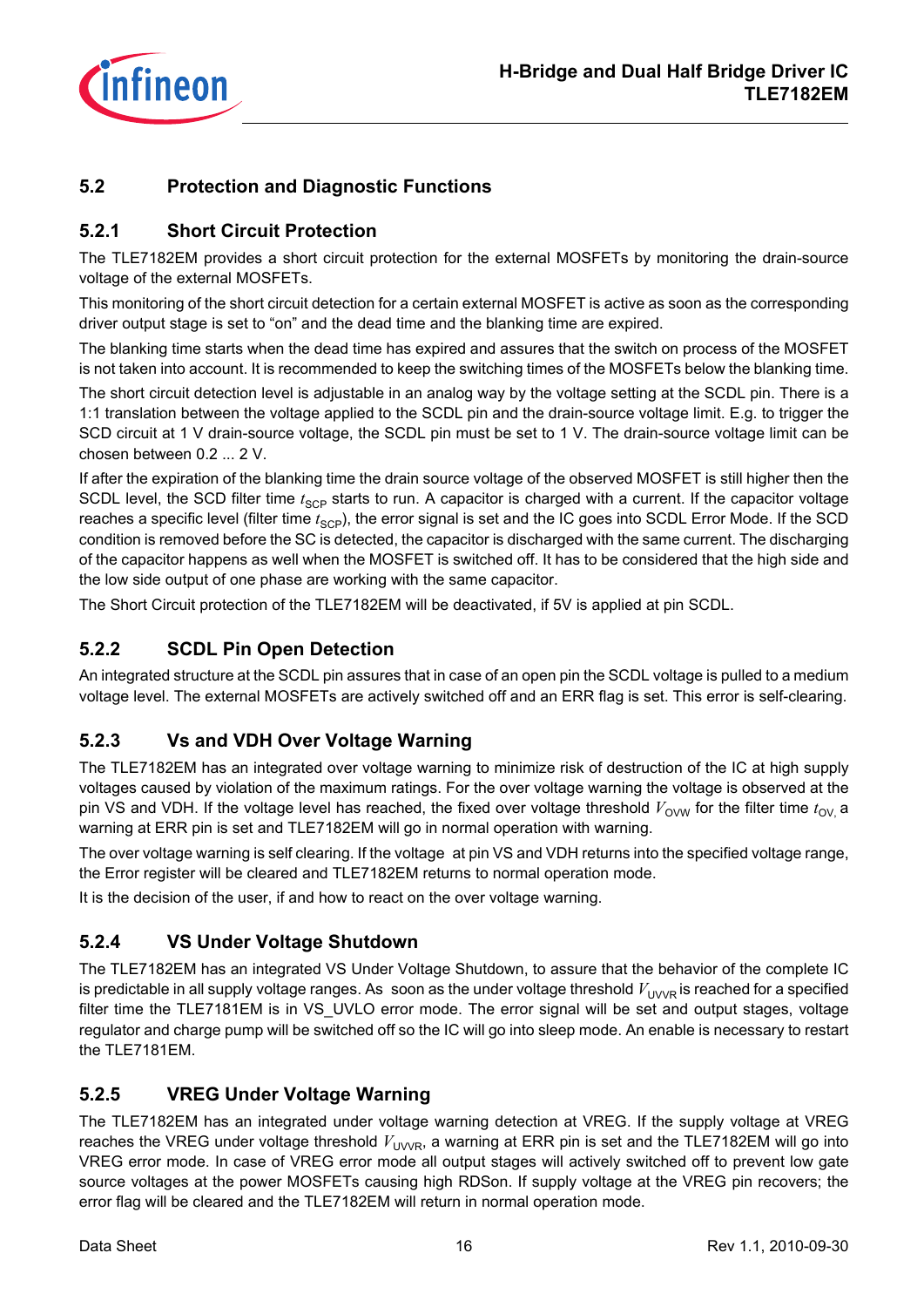## 5.2 Protection and Diagnostic Functions

### 5.2.1 Short Circuit Protection

The TLE7182EM provides a short circuit protection for the external MOSFETs by monitoring the drain-source voltage of the external MOSFETs.

This monitoring of the short circuit detection for a certain external MOSFET is active as soon as the corresponding driver output stage is set to "on" and the dead time and the blanking time are expired.

The blanking time starts when the dead time has expired and assures that the switch on process of the MOSFET is not taken into account. It is recommended to keep the switching times of the MOSFETs below the blanking time.

The short circuit detection level is adjustable in an analog way by the voltage setting at the SCDL pin. There is a 1:1 translation between the voltage applied to the SCDL pin and the drain-source voltage limit. E.g. to trigger the SCD circuit at 1 V drain-source voltage, the SCDL pin must be set to 1 V. The drain-source voltage limit can be chosen between 0.2 ... 2 V.

If after the expiration of the blanking time the drain source voltage of the observed MOSFET is still higher then the SCDL level, the SCD filter time $t_{SCP}$ starts to run. A capacitor is charged with a current. If the capacitor voltage reaches a specific level (filter time $t_{SCP}$), the error signal is set and the IC goes into SCDL Error Mode. If the SCD condition is removed before the SC is detected, the capacitor is discharged with the same current. The discharging of the capacitor happens as well when the MOSFET is switched off. It has to be considered that the high side and the low side output of one phase are working with the same capacitor.

The Short Circuit protection of the TLE7182EM will be deactivated, if 5V is applied at pin SCDL.

### 5.2.2 SCDL Pin Open Detection

An integrated structure at the SCDL pin assures that in case of an open pin the SCDL voltage is pulled to a medium voltage level. The external MOSFETs are actively switched off and an ERR flag is set. This error is self-clearing.

### 5.2.3 Vs and VDH Over Voltage Warning

The TLE7182EM has an integrated over voltage warning to minimize risk of destruction of the IC at high supply voltages caused by violation of the maximum ratings. For the over voltage warning the voltage is observed at the pin VS and VDH. If the voltage level has reached, the fixed over voltage threshold $V_{OVW}$ for the filter time $t_{OV,}$ a warning at ERR pin is set and TLE7182EM will go in normal operation with warning.

The over voltage warning is self clearing. If the voltage at pin VS and VDH returns into the specified voltage range, the Error register will be cleared and TLE7182EM returns to normal operation mode.

It is the decision of the user, if and how to react on the over voltage warning.

### 5.2.4 VS Under Voltage Shutdown

The TLE7182EM has an integrated VS Under Voltage Shutdown, to assure that the behavior of the complete IC is predictable in all supply voltage ranges. As soon as the under voltage threshold $V_{UVVR}$ is reached for a specified filter time the TLE7181EM is in VS_UVLO error mode. The error signal will be set and output stages, voltage regulator and charge pump will be switched off so the IC will go into sleep mode. An enable is necessary to restart the TLE7181EM.

### 5.2.5 VREG Under Voltage Warning

The TLE7182EM has an integrated under voltage warning detection at VREG. If the supply voltage at VREG reaches the VREG under voltage threshold $V_{UVVR}$, a warning at ERR pin is set and the TLE7182EM will go into VREG error mode. In case of VREG error mode all output stages will actively switched off to prevent low gate source voltages at the power MOSFETs causing high RDSon. If supply voltage at the VREG pin recovers; the error flag will be cleared and the TLE7182EM will return in normal operation mode.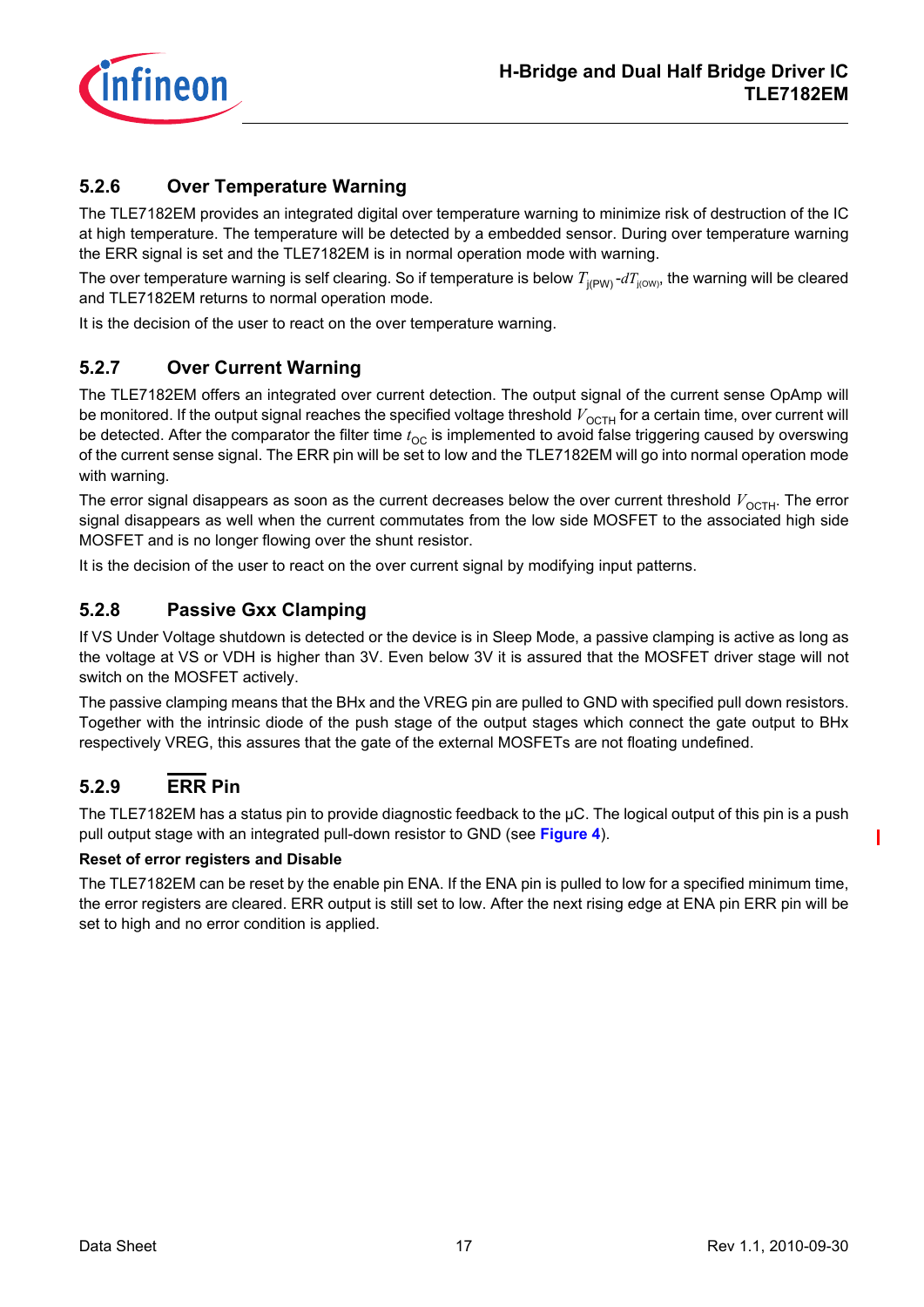### 5.2.6 Over Temperature Warning

The TLE7182EM provides an integrated digital over temperature warning to minimize risk of destruction of the IC at high temperature. The temperature will be detected by a embedded sensor. During over temperature warning the ERR signal is set and the TLE7182EM is in normal operation mode with warning.

The over temperature warning is self clearing. So if temperature is below $T_{j(PW)}$ -$dT_{j(OW)}$, the warning will be cleared and TLE7182EM returns to normal operation mode.

It is the decision of the user to react on the over temperature warning.

### 5.2.7 Over Current Warning

The TLE7182EM offers an integrated over current detection. The output signal of the current sense OpAmp will be monitored. If the output signal reaches the specified voltage threshold $V_{OCTH}$ for a certain time, over current will be detected. After the comparator the filter time $t_{OC}$ is implemented to avoid false triggering caused by overswing of the current sense signal. The ERR pin will be set to low and the TLE7182EM will go into normal operation mode with warning.

The error signal disappears as soon as the current decreases below the over current threshold $V_{OCTH}$. The error signal disappears as well when the current commutates from the low side MOSFET to the associated high side MOSFET and is no longer flowing over the shunt resistor.

It is the decision of the user to react on the over current signal by modifying input patterns.

### 5.2.8 Passive Gxx Clamping

If VS Under Voltage shutdown is detected or the device is in Sleep Mode, a passive clamping is active as long as the voltage at VS or VDH is higher than 3V. Even below 3V it is assured that the MOSFET driver stage will not switch on the MOSFET actively.

The passive clamping means that the BHx and the VREG pin are pulled to GND with specified pull down resistors. Together with the intrinsic diode of the push stage of the output stages which connect the gate output to BHx respectively VREG, this assures that the gate of the external MOSFETs are not floating undefined.

### 5.2.9 $\overline{\text{ERR}}$ Pin

The TLE7182EM has a status pin to provide diagnostic feedback to the µC. The logical output of this pin is a push pull output stage with an integrated pull-down resistor to GND (see **Figure 4**).

**Reset of error registers and Disable**

The TLE7182EM can be reset by the enable pin ENA. If the ENA pin is pulled to low for a specified minimum time, the error registers are cleared. ERR output is still set to low. After the next rising edge at ENA pin ERR pin will be set to high and no error condition is applied.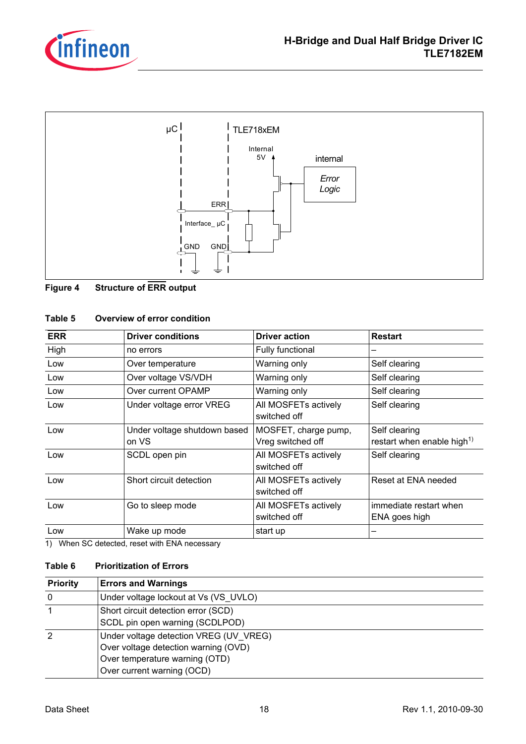**Figure 4 Structure of $\overline{ERR}$ output**

**Table 5 Overview of error condition**

| $\overline{ERR}$ | Driver conditions | Driver action | Restart |
|---|---|---|---|
| High | no errors | Fully functional | – |
| Low | Over temperature | Warning only | Self clearing |
| Low | Over voltage VS/VDH | Warning only | Self clearing |
| Low | Over current OPAMP | Warning only | Self clearing |
| Low | Under voltage error VREG | All MOSFETs actively switched off | Self clearing |
| Low | Under voltage shutdown based on VS | MOSFET, charge pump, Vreg switched off | Self clearing restart when enable high[1)] |
| Low | SCDL open pin | All MOSFETs actively switched off | Self clearing |
| Low | Short circuit detection | All MOSFETs actively switched off | Reset at ENA needed |
| Low | Go to sleep mode | All MOSFETs actively switched off | immediate restart when ENA goes high |
| Low | Wake up mode | start up | – |

1) When SC detected, reset with ENA necessary

**Table 6 Prioritization of Errors**

| Priority | Errors and Warnings |
|---|---|
| 0 | Under voltage lockout at Vs (VS_UVLO) |
| 1 | Short circuit detection error (SCD)<br>SCDL pin open warning (SCDLPOD) |
| 2 | Under voltage detection VREG (UV_VREG)<br>Over voltage detection warning (OVD)<br>Over temperature warning (OTD)<br>Over current warning (OCD) |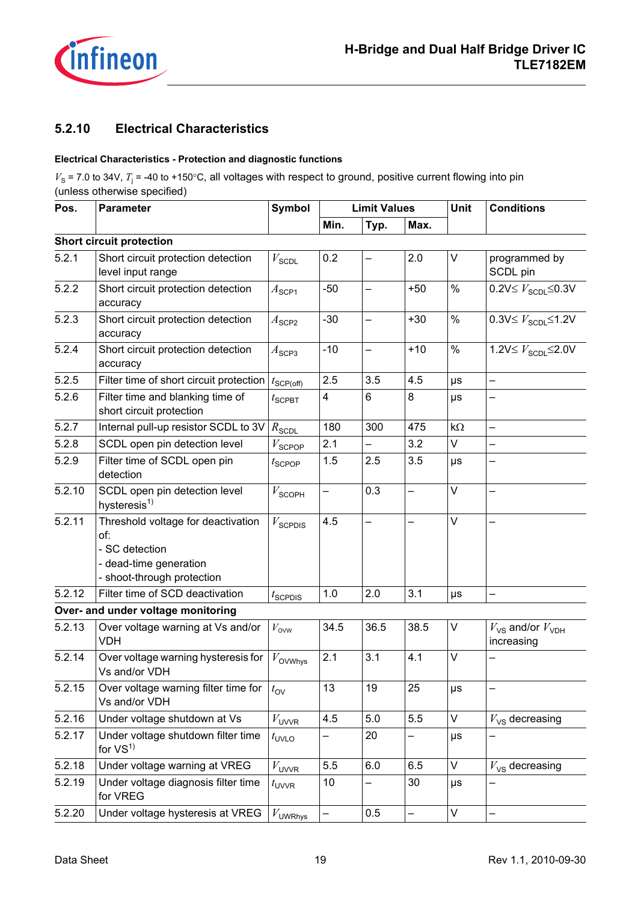### 5.2.10 Electrical Characteristics

**Electrical Characteristics - Protection and diagnostic functions**

$V_S$ = 7.0 to 34V, $T_j$ = -40 to +150°C, all voltages with respect to ground, positive current flowing into pin (unless otherwise specified)

| Pos. | Parameter | Symbol | Limit Values | | | Unit | Conditions |
|---|---|---|---|---|---|---|---|
| | | | Min. | Typ. | Max. | | |
| **Short circuit protection** | | | | | | | |
| 5.2.1 | Short circuit protection detection level input range | $V_{SCDL}$ | 0.2 | – | 2.0 | V | programmed by SCDL pin |
| 5.2.2 | Short circuit protection detection accuracy | $A_{SCP1}$ | -50 | – | +50 | % | 0.2V≤ $V_{SCDL}$≤0.3V |
| 5.2.3 | Short circuit protection detection accuracy | $A_{SCP2}$ | -30 | – | +30 | % | 0.3V≤ $V_{SCDL}$≤1.2V |
| 5.2.4 | Short circuit protection detection accuracy | $A_{SCP3}$ | -10 | – | +10 | % | 1.2V≤ $V_{SCDL}$≤2.0V |
| 5.2.5 | Filter time of short circuit protection | $t_{SCP(off)}$ | 2.5 | 3.5 | 4.5 | µs | – |
| 5.2.6 | Filter time and blanking time of short circuit protection | $t_{SCPBT}$ | 4 | 6 | 8 | µs | – |
| 5.2.7 | Internal pull-up resistor SCDL to 3V | $R_{SCDL}$ | 180 | 300 | 475 | kΩ | – |
| 5.2.8 | SCDL open pin detection level | $V_{SCPOP}$ | 2.1 | – | 3.2 | V | – |
| 5.2.9 | Filter time of SCDL open pin detection | $t_{SCPOP}$ | 1.5 | 2.5 | 3.5 | µs | – |
| 5.2.10 | SCDL open pin detection level hysteresis[1] | $V_{SCOPH}$ | – | 0.3 | – | V | – |
| 5.2.11 | Threshold voltage for deactivation of:<br>- SC detection<br>- dead-time generation<br>- shoot-through protection | $V_{SCPDIS}$ | 4.5 | – | – | V | – |
| 5.2.12 | Filter time of SCD deactivation | $t_{SCPDIS}$ | 1.0 | 2.0 | 3.1 | µs | – |
| **Over- and under voltage monitoring** | | | | | | | |
| 5.2.13 | Over voltage warning at Vs and/or VDH | $V_{ovw}$ | 34.5 | 36.5 | 38.5 | V | $V_{VS}$ and/or $V_{VDH}$ increasing |
| 5.2.14 | Over voltage warning hysteresis for Vs and/or VDH | $V_{OVWhys}$ | 2.1 | 3.1 | 4.1 | V | – |
| 5.2.15 | Over voltage warning filter time for Vs and/or VDH | $t_{OV}$ | 13 | 19 | 25 | µs | – |
| 5.2.16 | Under voltage shutdown at Vs | $V_{UVVR}$ | 4.5 | 5.0 | 5.5 | V | $V_{VS}$ decreasing |
| 5.2.17 | Under voltage shutdown filter time for VS[1] | $t_{UVLO}$ | – | 20 | – | µs | – |
| 5.2.18 | Under voltage warning at VREG | $V_{UVVR}$ | 5.5 | 6.0 | 6.5 | V | $V_{VS}$ decreasing |
| 5.2.19 | Under voltage diagnosis filter time for VREG | $t_{UVVR}$ | 10 | – | 30 | µs | – |
| 5.2.20 | Under voltage hysteresis at VREG | $V_{UWRhys}$ | – | 0.5 | – | V | – |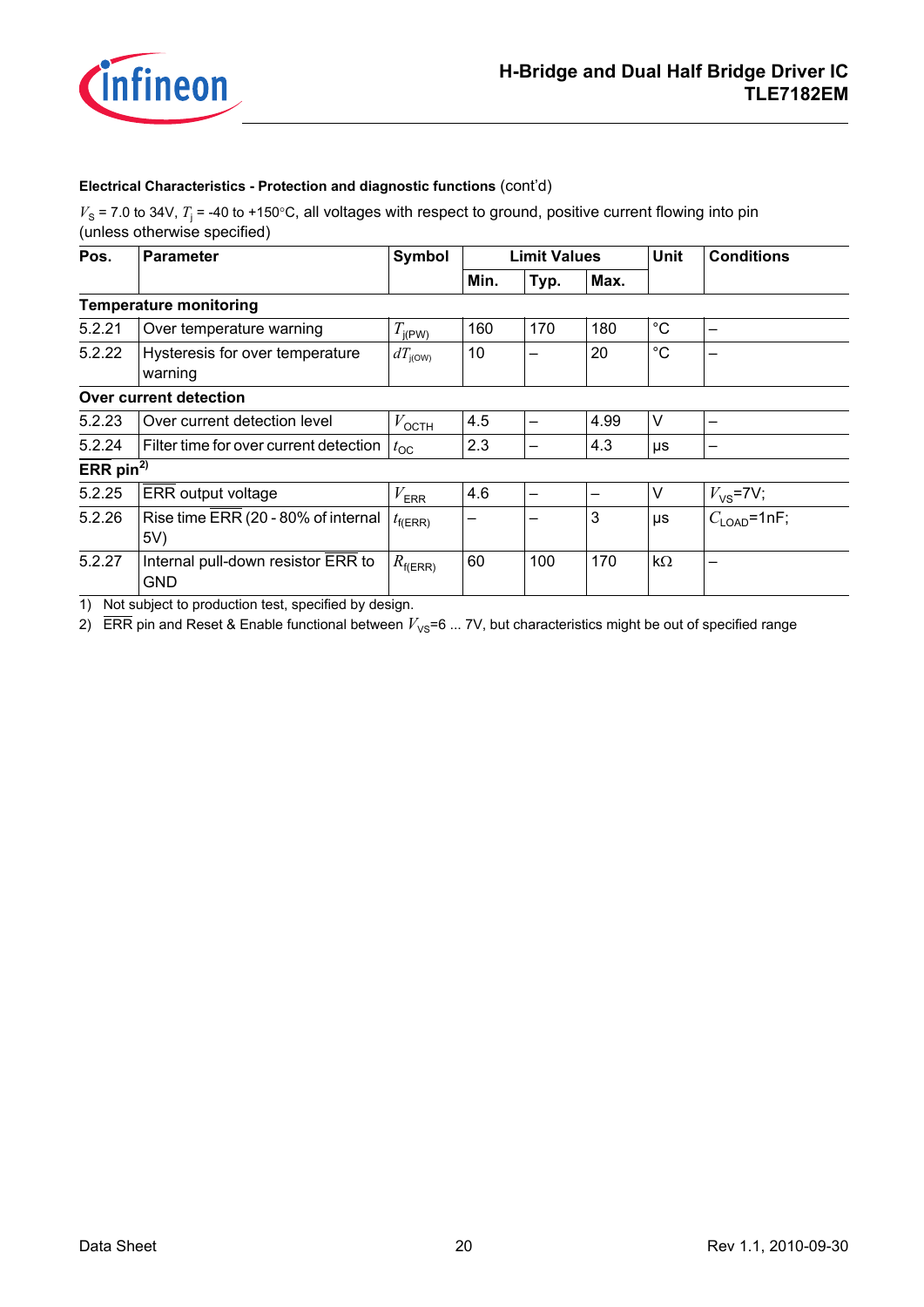**Electrical Characteristics - Protection and diagnostic functions** (cont'd)

$V_S$ = 7.0 to 34V, $T_j$ = -40 to +150°C, all voltages with respect to ground, positive current flowing into pin (unless otherwise specified)

| Pos. | Parameter | Symbol | Limit Values | | | Unit | Conditions |
|---|---|---|---|---|---|---|---|
| | | | Min. | Typ. | Max. | | |
| **Temperature monitoring** | | | | | | | |
| 5.2.21 | Over temperature warning | $T_{j(PW)}$ | 160 | 170 | 180 | °C | – |
| 5.2.22 | Hysteresis for over temperature warning | $dT_{j(OW)}$ | 10 | – | 20 | °C | – |
| **Over current detection** | | | | | | | |
| 5.2.23 | Over current detection level | $V_{OCTH}$ | 4.5 | – | 4.99 | V | – |
| 5.2.24 | Filter time for over current detection | $t_{OC}$ | 2.3 | – | 4.3 | µs | – |
| **ERR pin**[2] | | | | | | | |
| 5.2.25 | $\overline{\text{ERR}}$ output voltage | $V_{ERR}$ | 4.6 | – | – | V | $V_{VS}$=7V; |
| 5.2.26 | Rise time $\overline{\text{ERR}}$ (20 - 80% of internal 5V) | $t_{f(ERR)}$ | – | – | 3 | µs | $C_{LOAD}$=1nF; |
| 5.2.27 | Internal pull-down resistor $\overline{\text{ERR}}$ to GND | $R_{f(ERR)}$ | 60 | 100 | 170 | kΩ | – |

1) Not subject to production test, specified by design.

2) $\overline{\text{ERR}}$ pin and Reset & Enable functional between $V_{VS}$=6 ... 7V, but characteristics might be out of specified range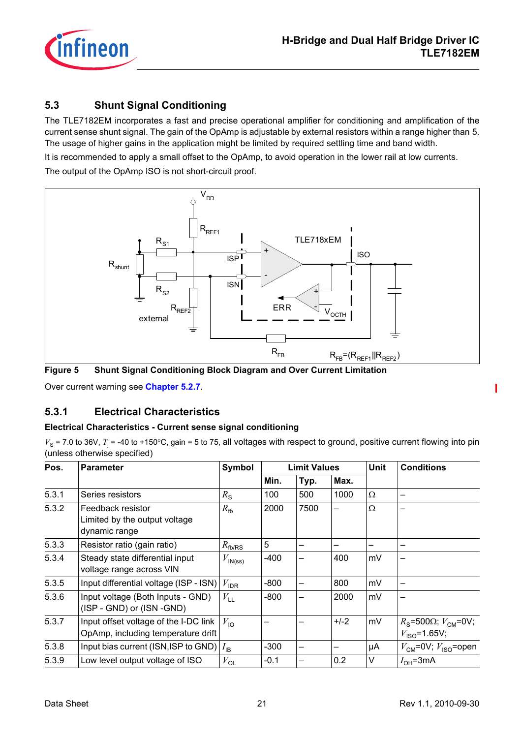## 5.3 Shunt Signal Conditioning

The TLE7182EM incorporates a fast and precise operational amplifier for conditioning and amplification of the current sense shunt signal. The gain of the OpAmp is adjustable by external resistors within a range higher than 5. The usage of higher gains in the application might be limited by required settling time and band width.

It is recommended to apply a small offset to the OpAmp, to avoid operation in the lower rail at low currents.

The output of the OpAmp ISO is not short-circuit proof.

**Figure 5 Shunt Signal Conditioning Block Diagram and Over Current Limitation**

Over current warning see **Chapter 5.2.7**.

### 5.3.1 Electrical Characteristics

**Electrical Characteristics - Current sense signal conditioning**

$V_S$ = 7.0 to 36V, $T_j$ = -40 to +150°C, gain = 5 to 75, all voltages with respect to ground, positive current flowing into pin (unless otherwise specified)

| Pos. | Parameter | Symbol | Limit Values | | | Unit | Conditions |
|---|---|---|---|---|---|---|---|
| | | | Min. | Typ. | Max. | | |
| 5.3.1 | Series resistors | $R_S$ | 100 | 500 | 1000 | Ω | – |
| 5.3.2 | Feedback resistor<br>Limited by the output voltage dynamic range | $R_{fb}$ | 2000 | 7500 | – | Ω | – |
| 5.3.3 | Resistor ratio (gain ratio) | $R_{fb/RS}$ | 5 | – | – | – | – |
| 5.3.4 | Steady state differential input voltage range across VIN | $V_{IN(ss)}$ | -400 | – | 400 | mV | – |
| 5.3.5 | Input differential voltage (ISP - ISN) | $V_{IDR}$ | -800 | – | 800 | mV | – |
| 5.3.6 | Input voltage (Both Inputs - GND) (ISP - GND) or (ISN -GND) | $V_{LL}$ | -800 | – | 2000 | mV | – |
| 5.3.7 | Input offset voltage of the I-DC link OpAmp, including temperature drift | $V_{IO}$ | – | – | +/-2 | mV | $R_S$=500Ω; $V_{CM}$=0V; $V_{ISO}$=1.65V; |
| 5.3.8 | Input bias current (ISN,ISP to GND) | $I_{IB}$ | -300 | – | – | µA | $V_{CM}$=0V; $V_{ISO}$=open |
| 5.3.9 | Low level output voltage of ISO | $V_{OL}$ | -0.1 | – | 0.2 | V | $I_{OH}$=3mA |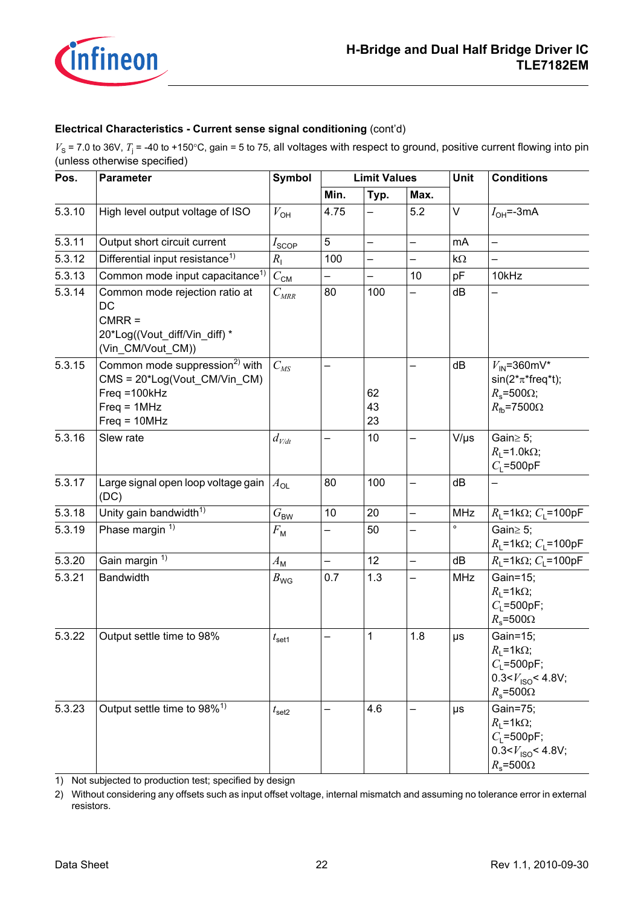**Electrical Characteristics - Current sense signal conditioning** (cont'd)

$V_S$ = 7.0 to 36V, $T_j$ = -40 to +150°C, gain = 5 to 75, all voltages with respect to ground, positive current flowing into pin (unless otherwise specified)

| Pos. | Parameter | Symbol | Limit Values | | | Unit | Conditions |
|---|---|---|---|---|---|---|---|
| | | | Min. | Typ. | Max. | | |
| 5.3.10 | High level output voltage of ISO | $V_{OH}$ | 4.75 | – | 5.2 | V | $I_{OH}$=-3mA |
| 5.3.11 | Output short circuit current | $I_{SCOP}$ | 5 | – | – | mA | – |
| 5.3.12 | Differential input resistance[1] | $R_I$ | 100 | – | – | kΩ | – |
| 5.3.13 | Common mode input capacitance[1] | $C_{CM}$ | – | – | 10 | pF | 10kHz |
| 5.3.14 | Common mode rejection ratio at DC CMRR = 20*Log((Vout_diff/Vin_diff) * (Vin_CM/Vout_CM)) | $C_{MRR}$ | 80 | 100 | – | dB | – |
| 5.3.15 | Common mode suppression[2] with CMS = 20*Log(Vout_CM/Vin_CM) Freq =100kHz Freq = 1MHz Freq = 10MHz | $C_{MS}$ | – | 62 43 23 | – | dB | $V_{IN}$=360mV* sin(2*π*freq*t); $R_s$=500Ω; $R_{fb}$=7500Ω |
| 5.3.16 | Slew rate | $d_{V/dt}$ | – | 10 | – | V/µs | Gain≥ 5; $R_L$=1.0kΩ; $C_L$=500pF |
| 5.3.17 | Large signal open loop voltage gain (DC) | $A_{OL}$ | 80 | 100 | – | dB | – |
| 5.3.18 | Unity gain bandwidth[1] | $G_{BW}$ | 10 | 20 | – | MHz | $R_L$=1kΩ; $C_L$=100pF |
| 5.3.19 | Phase margin [1] | $F_M$ | – | 50 | – | ° | Gain≥ 5; $R_L$=1kΩ; $C_L$=100pF |
| 5.3.20 | Gain margin [1] | $A_M$ | – | 12 | – | dB | $R_L$=1kΩ; $C_L$=100pF |
| 5.3.21 | Bandwidth | $B_{WG}$ | 0.7 | 1.3 | – | MHz | Gain=15; $R_L$=1kΩ; $C_L$=500pF; $R_s$=500Ω |
| 5.3.22 | Output settle time to 98% | $t_{set1}$ | – | 1 | 1.8 | µs | Gain=15; $R_L$=1kΩ; $C_L$=500pF; 0.3<$V_{ISO}$< 4.8V; $R_s$=500Ω |
| 5.3.23 | Output settle time to 98%[1] | $t_{set2}$ | – | 4.6 | – | µs | Gain=75; $R_L$=1kΩ; $C_L$=500pF; 0.3<$V_{ISO}$< 4.8V; $R_s$=500Ω |

1) Not subjected to production test; specified by design

2) Without considering any offsets such as input offset voltage, internal mismatch and assuming no tolerance error in external resistors.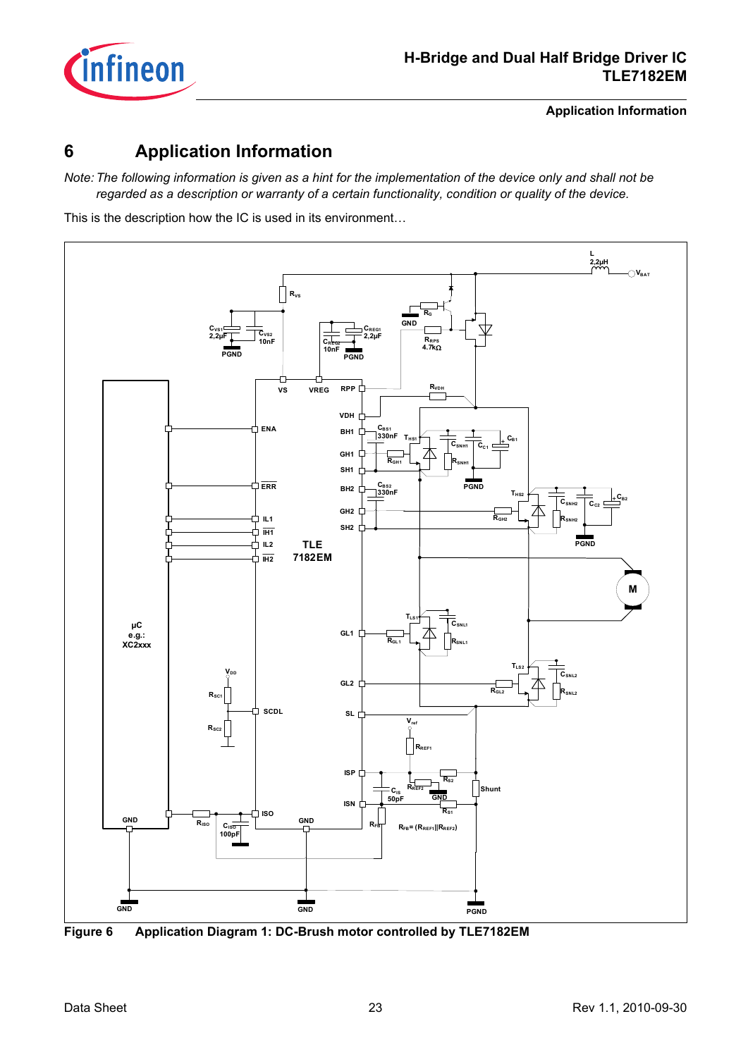# 6 Application Information

*Note: The following information is given as a hint for the implementation of the device only and shall not be regarded as a description or warranty of a certain functionality, condition or quality of the device.*

This is the description how the IC is used in its environment…

**Figure 6 Application Diagram 1: DC-Brush motor controlled by TLE7182EM**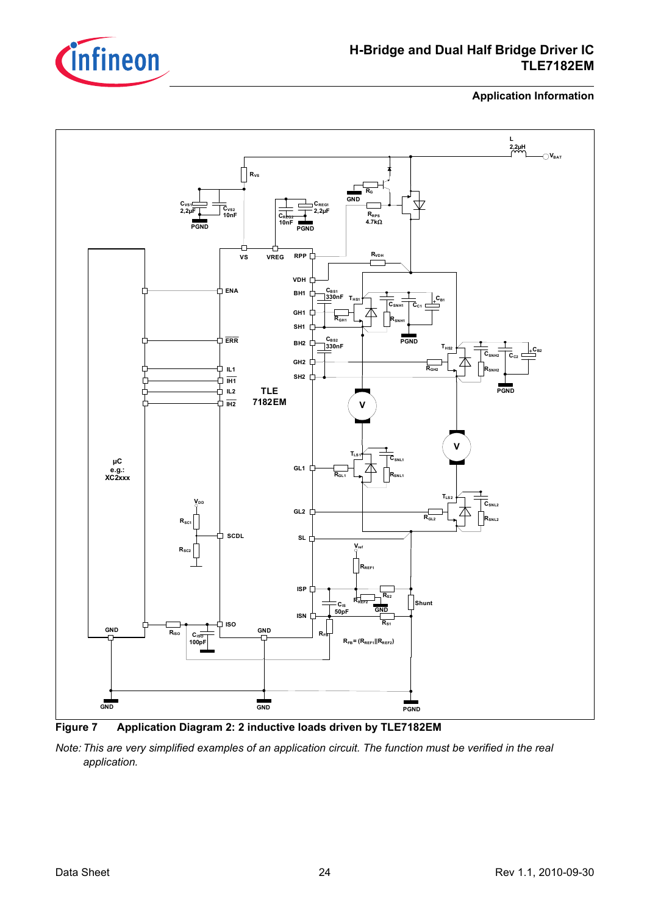Figure 7 Application Diagram 2: 2 inductive loads driven by TLE7182EM

*Note: This are very simplified examples of an application circuit. The function must be verified in the real application.*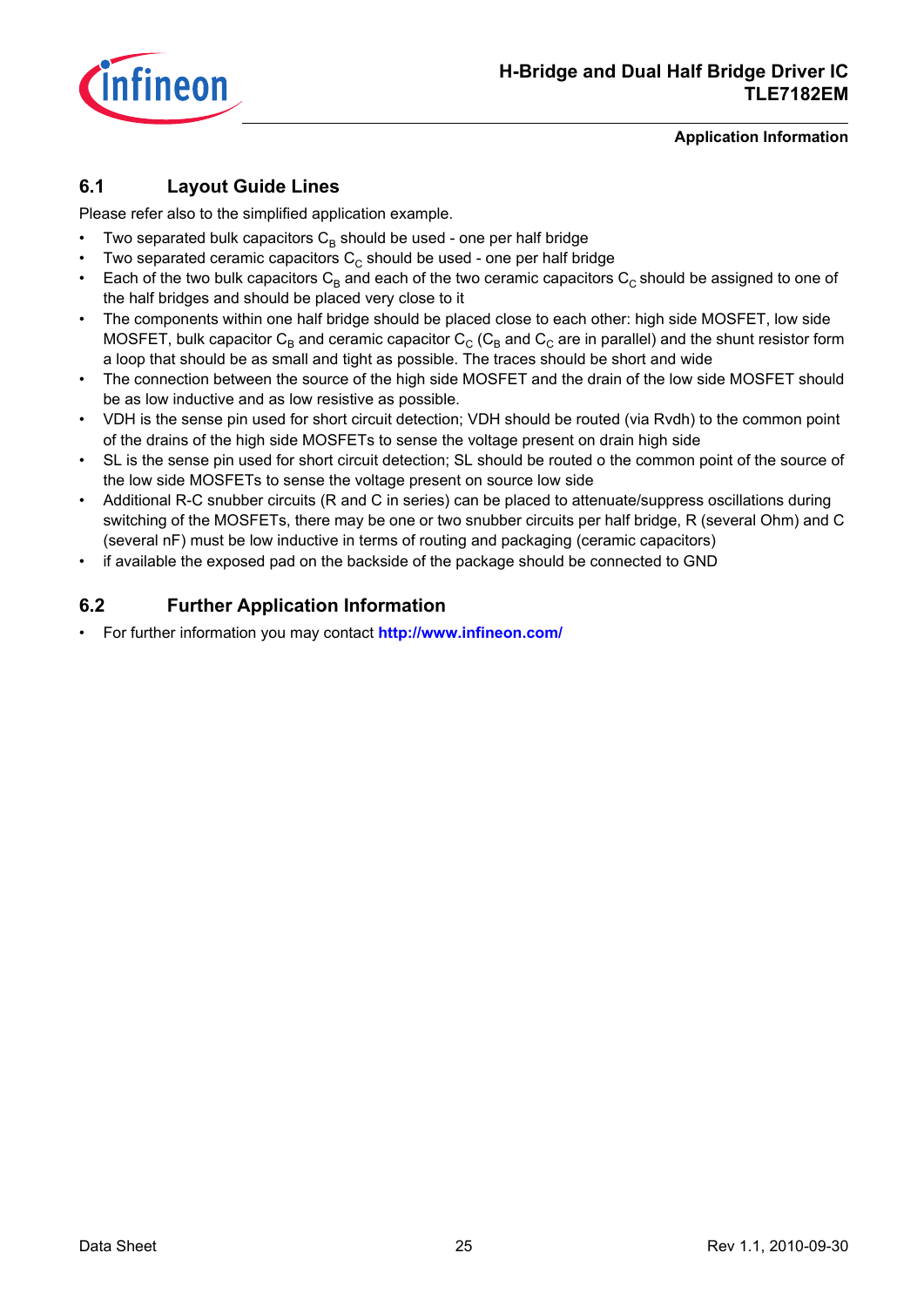## 6.1 Layout Guide Lines

Please refer also to the simplified application example.

- Two separated bulk capacitors $C_B$ should be used - one per half bridge
- Two separated ceramic capacitors $C_C$ should be used - one per half bridge
- Each of the two bulk capacitors $C_B$ and each of the two ceramic capacitors $C_C$ should be assigned to one of the half bridges and should be placed very close to it
- The components within one half bridge should be placed close to each other: high side MOSFET, low side MOSFET, bulk capacitor $C_B$ and ceramic capacitor $C_C$ ($C_B$ and $C_C$ are in parallel) and the shunt resistor form a loop that should be as small and tight as possible. The traces should be short and wide
- The connection between the source of the high side MOSFET and the drain of the low side MOSFET should be as low inductive and as low resistive as possible.
- VDH is the sense pin used for short circuit detection; VDH should be routed (via Rvdh) to the common point of the drains of the high side MOSFETs to sense the voltage present on drain high side
- SL is the sense pin used for short circuit detection; SL should be routed o the common point of the source of the low side MOSFETs to sense the voltage present on source low side
- Additional R-C snubber circuits (R and C in series) can be placed to attenuate/suppress oscillations during switching of the MOSFETs, there may be one or two snubber circuits per half bridge, R (several Ohm) and C (several nF) must be low inductive in terms of routing and packaging (ceramic capacitors)
- if available the exposed pad on the backside of the package should be connected to GND

## 6.2 Further Application Information

- For further information you may contact **http://www.infineon.com/**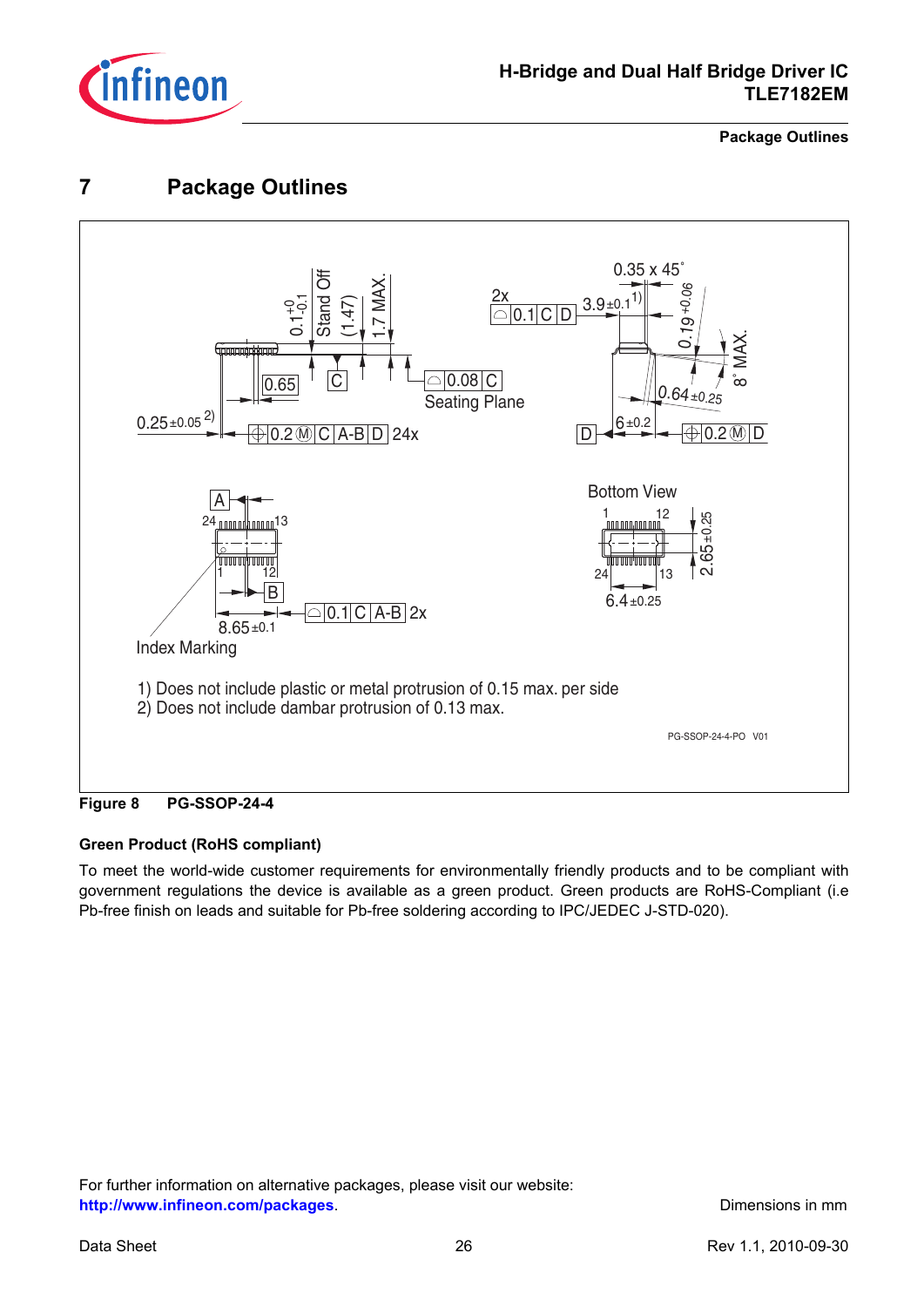# 7 Package Outlines

1) Does not include plastic or metal protrusion of 0.15 max. per side
2) Does not include dambar protrusion of 0.13 max.

PG-SSOP-24-4-PO V01

**Figure 8 PG-SSOP-24-4**

### Green Product (RoHS compliant)

To meet the world-wide customer requirements for environmentally friendly products and to be compliant with government regulations the device is available as a green product. Green products are RoHS-Compliant (i.e Pb-free finish on leads and suitable for Pb-free soldering according to IPC/JEDEC J-STD-020).

For further information on alternative packages, please visit our website: **http://www.infineon.com/packages**.

Dimensions in mm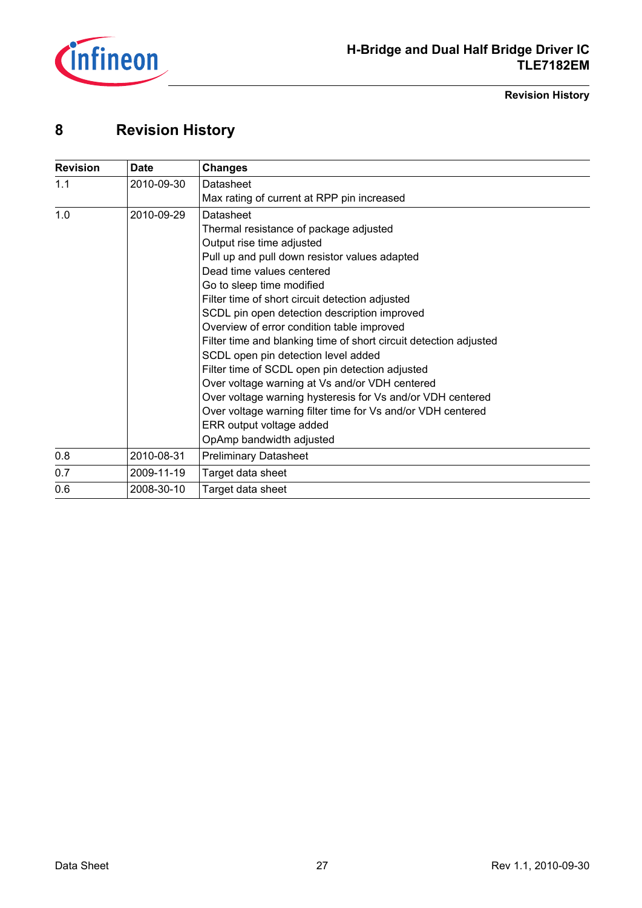# 8 Revision History

| Revision | Date | Changes |
|---|---|---|
| 1.1 | 2010-09-30 | Datasheet<br>Max rating of current at RPP pin increased |
| 1.0 | 2010-09-29 | Datasheet<br>Thermal resistance of package adjusted<br>Output rise time adjusted<br>Pull up and pull down resistor values adapted<br>Dead time values centered<br>Go to sleep time modified<br>Filter time of short circuit detection adjusted<br>SCDL pin open detection description improved<br>Overview of error condition table improved<br>Filter time and blanking time of short circuit detection adjusted<br>SCDL open pin detection level added<br>Filter time of SCDL open pin detection adjusted<br>Over voltage warning at Vs and/or VDH centered<br>Over voltage warning hysteresis for Vs and/or VDH centered<br>Over voltage warning filter time for Vs and/or VDH centered<br>ERR output voltage added<br>OpAmp bandwidth adjusted |
| 0.8 | 2010-08-31 | Preliminary Datasheet |
| 0.7 | 2009-11-19 | Target data sheet |
| 0.6 | 2008-30-10 | Target data sheet |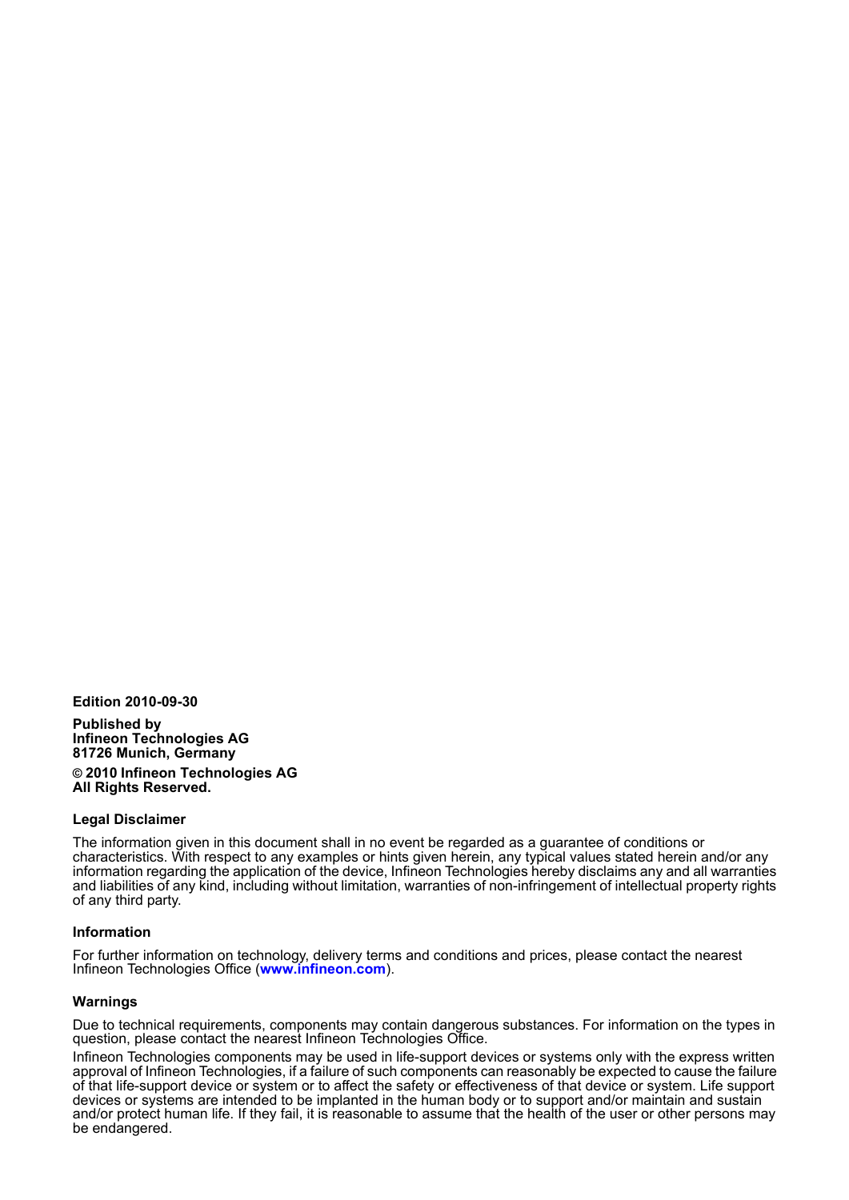**Edition 2010-09-30**

**Published by**
**Infineon Technologies AG**
**81726 Munich, Germany**

**© 2010 Infineon Technologies AG**
**All Rights Reserved.**

**Legal Disclaimer**

The information given in this document shall in no event be regarded as a guarantee of conditions or characteristics. With respect to any examples or hints given herein, any typical values stated herein and/or any information regarding the application of the device, Infineon Technologies hereby disclaims any and all warranties and liabilities of any kind, including without limitation, warranties of non-infringement of intellectual property rights of any third party.

**Information**

For further information on technology, delivery terms and conditions and prices, please contact the nearest Infineon Technologies Office (**www.infineon.com**).

**Warnings**

Due to technical requirements, components may contain dangerous substances. For information on the types in question, please contact the nearest Infineon Technologies Office.

Infineon Technologies components may be used in life-support devices or systems only with the express written approval of Infineon Technologies, if a failure of such components can reasonably be expected to cause the failure of that life-support device or system or to affect the safety or effectiveness of that device or system. Life support devices or systems are intended to be implanted in the human body or to support and/or maintain and sustain and/or protect human life. If they fail, it is reasonable to assume that the health of the user or other persons may be endangered.